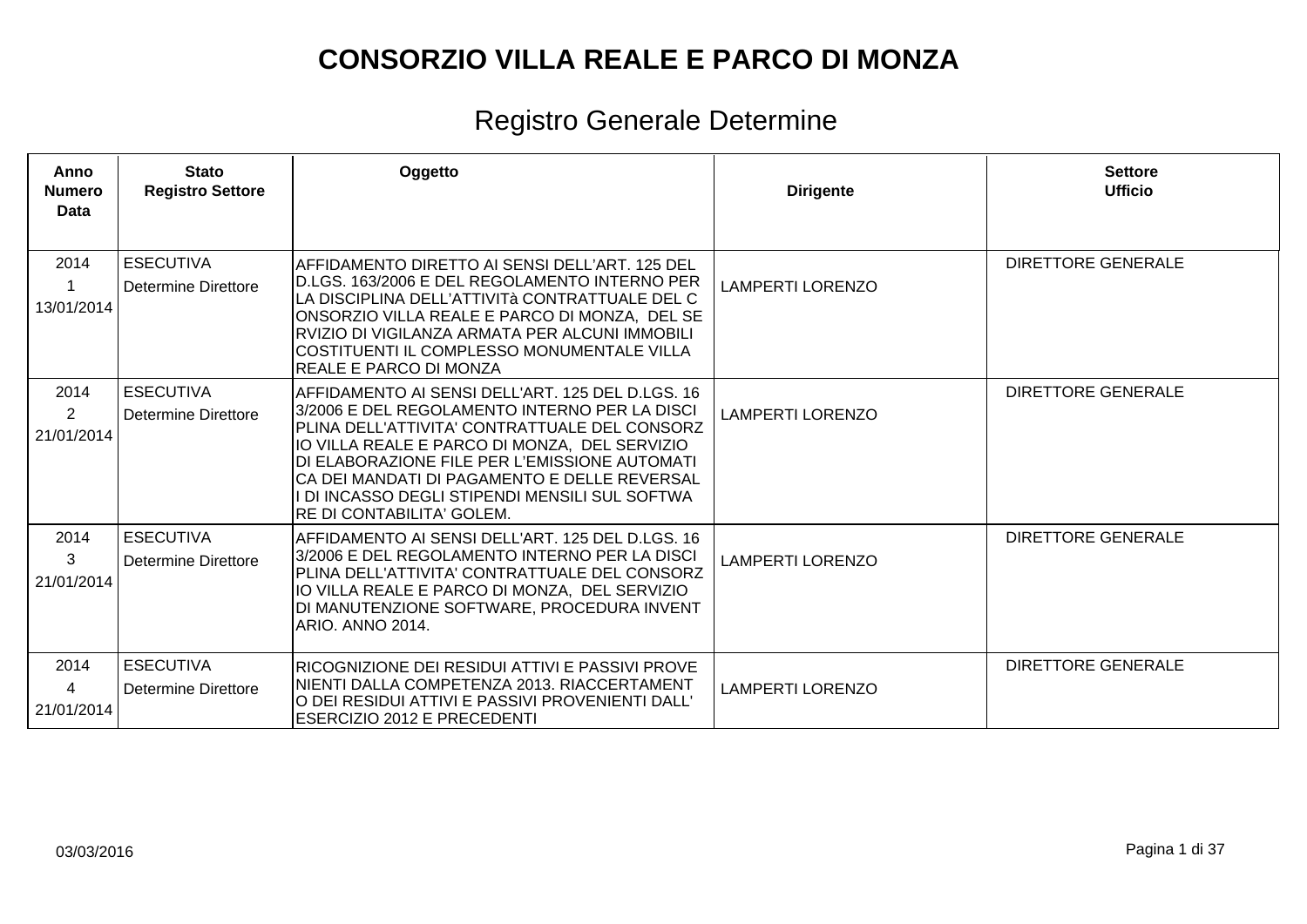# CONSORZIO VILLA REALE E PARCO DI MONZA

## Registro Generale Determine

| Anno Numero Data | Stato Registro Settore | Oggetto | Dirigente | Settore Ufficio |
|---|---|---|---|---|
| 2014 1 13/01/2014 | ESECUTIVA Determine Direttore | AFFIDAMENTO DIRETTO AI SENSI DELL'ART. 125 DEL D.LGS. 163/2006 E DEL REGOLAMENTO INTERNO PER LA DISCIPLINA DELL'ATTIVITà CONTRATTUALE DEL C ONSORZIO VILLA REALE E PARCO DI MONZA, DEL SE RVIZIO DI VIGILANZA ARMATA PER ALCUNI IMMOBILI COSTITUENTI IL COMPLESSO MONUMENTALE VILLA REALE E PARCO DI MONZA | LAMPERTI LORENZO | DIRETTORE GENERALE |
| 2014 2 21/01/2014 | ESECUTIVA Determine Direttore | AFFIDAMENTO AI SENSI DELL'ART. 125 DEL D.LGS. 16 3/2006 E DEL REGOLAMENTO INTERNO PER LA DISCI PLINA DELL'ATTIVITA' CONTRATTUALE DEL CONSORZ IO VILLA REALE E PARCO DI MONZA, DEL SERVIZIO DI ELABORAZIONE FILE PER L'EMISSIONE AUTOMATI CA DEI MANDATI DI PAGAMENTO E DELLE REVERSAL I DI INCASSO DEGLI STIPENDI MENSILI SUL SOFTWA RE DI CONTABILITA' GOLEM. | LAMPERTI LORENZO | DIRETTORE GENERALE |
| 2014 3 21/01/2014 | ESECUTIVA Determine Direttore | AFFIDAMENTO AI SENSI DELL'ART. 125 DEL D.LGS. 16 3/2006 E DEL REGOLAMENTO INTERNO PER LA DISCI PLINA DELL'ATTIVITA' CONTRATTUALE DEL CONSORZ IO VILLA REALE E PARCO DI MONZA, DEL SERVIZIO DI MANUTENZIONE SOFTWARE, PROCEDURA INVENT ARIO. ANNO 2014. | LAMPERTI LORENZO | DIRETTORE GENERALE |
| 2014 4 21/01/2014 | ESECUTIVA Determine Direttore | RICOGNIZIONE DEI RESIDUI ATTIVI E PASSIVI PROVE NIENTI DALLA COMPETENZA 2013. RIACCERTAMENT O DEI RESIDUI ATTIVI E PASSIVI PROVENIENTI DALL' ESERCIZIO 2012 E PRECEDENTI | LAMPERTI LORENZO | DIRETTORE GENERALE |

03/03/2016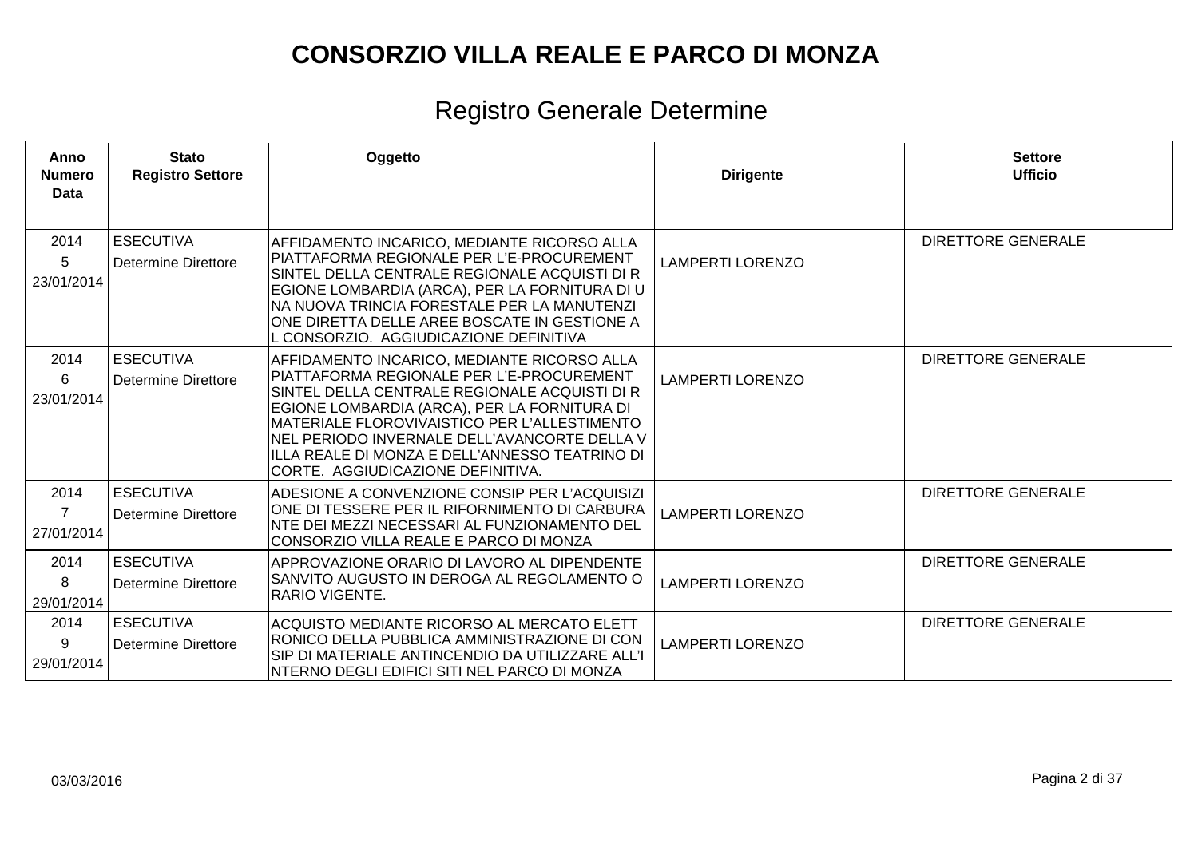# CONSORZIO VILLA REALE E PARCO DI MONZA

## Registro Generale Determine

| Anno Numero Data | Stato Registro Settore | Oggetto | Dirigente | Settore Ufficio |
|---|---|---|---|---|
| 2014 5 23/01/2014 | ESECUTIVA Determine Direttore | AFFIDAMENTO INCARICO, MEDIANTE RICORSO ALLA PIATTAFORMA REGIONALE PER L'E-PROCUREMENT SINTEL DELLA CENTRALE REGIONALE ACQUISTI DI REGIONE LOMBARDIA (ARCA), PER LA FORNITURA DI UNA NUOVA TRINCIA FORESTALE PER LA MANUTENZIONE DIRETTA DELLE AREE BOSCATE IN GESTIONE AL CONSORZIO. AGGIUDICAZIONE DEFINITIVA | LAMPERTI LORENZO | DIRETTORE GENERALE |
| 2014 6 23/01/2014 | ESECUTIVA Determine Direttore | AFFIDAMENTO INCARICO, MEDIANTE RICORSO ALLA PIATTAFORMA REGIONALE PER L'E-PROCUREMENT SINTEL DELLA CENTRALE REGIONALE ACQUISTI DI REGIONE LOMBARDIA (ARCA), PER LA FORNITURA DI MATERIALE FLOROVIVAISTICO PER L'ALLESTIMENTO NEL PERIODO INVERNALE DELL'AVANCORTE DELLA VILLA REALE DI MONZA E DELL'ANNESSO TEATRINO DI CORTE. AGGIUDICAZIONE DEFINITIVA. | LAMPERTI LORENZO | DIRETTORE GENERALE |
| 2014 7 27/01/2014 | ESECUTIVA Determine Direttore | ADESIONE A CONVENZIONE CONSIP PER L'ACQUISIZIONE DI TESSERE PER IL RIFORNIMENTO DI CARBURANTE DEI MEZZI NECESSARI AL FUNZIONAMENTO DEL CONSORZIO VILLA REALE E PARCO DI MONZA | LAMPERTI LORENZO | DIRETTORE GENERALE |
| 2014 8 29/01/2014 | ESECUTIVA Determine Direttore | APPROVAZIONE ORARIO DI LAVORO AL DIPENDENTE SANVITO AUGUSTO IN DEROGA AL REGOLAMENTO ORARIO VIGENTE. | LAMPERTI LORENZO | DIRETTORE GENERALE |
| 2014 9 29/01/2014 | ESECUTIVA Determine Direttore | ACQUISTO MEDIANTE RICORSO AL MERCATO ELETTRONICO DELLA PUBBLICA AMMINISTRAZIONE DI CONSIP DI MATERIALE ANTINCENDIO DA UTILIZZARE ALL'INTERNO DEGLI EDIFICI SITI NEL PARCO DI MONZA | LAMPERTI LORENZO | DIRETTORE GENERALE |

03/03/2016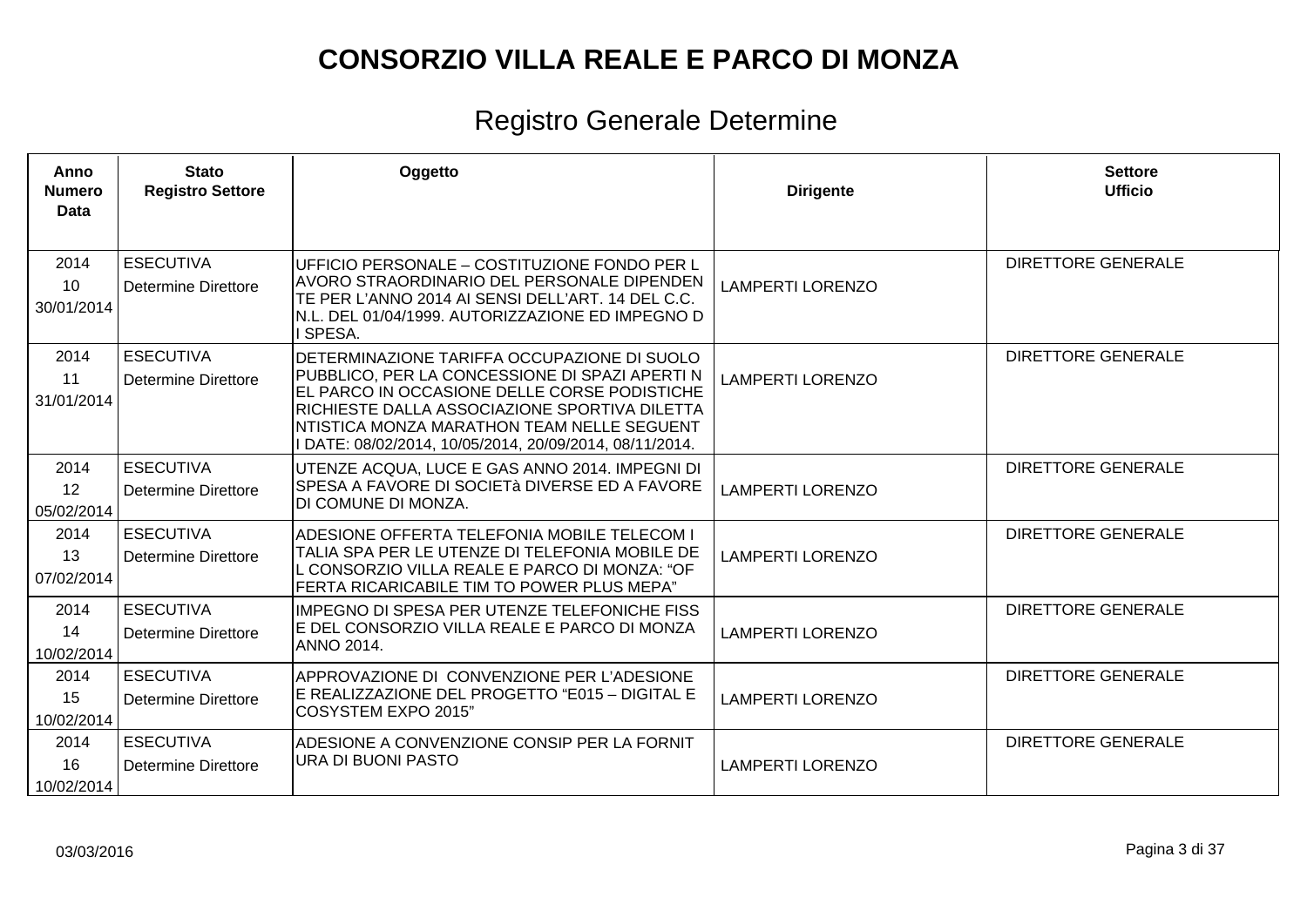# CONSORZIO VILLA REALE E PARCO DI MONZA

## Registro Generale Determine

| Anno<br>Numero<br>Data | Stato<br>Registro Settore | Oggetto | Dirigente | Settore<br>Ufficio |
|---|---|---|---|---|
| 2014<br>10<br>30/01/2014 | ESECUTIVA<br>Determine Direttore | UFFICIO PERSONALE – COSTITUZIONE FONDO PER L AVORO STRAORDINARIO DEL PERSONALE DIPENDEN TE PER L'ANNO 2014 AI SENSI DELL'ART. 14 DEL C.C. N.L. DEL 01/04/1999. AUTORIZZAZIONE ED IMPEGNO D I SPESA. | LAMPERTI LORENZO | DIRETTORE GENERALE |
| 2014<br>11<br>31/01/2014 | ESECUTIVA<br>Determine Direttore | DETERMINAZIONE TARIFFA OCCUPAZIONE DI SUOLO PUBBLICO, PER LA CONCESSIONE DI SPAZI APERTI N EL PARCO IN OCCASIONE DELLE CORSE PODISTICHE RICHIESTE DALLA ASSOCIAZIONE SPORTIVA DILETTA NTISTICA MONZA MARATHON TEAM NELLE SEGUENT I DATE: 08/02/2014, 10/05/2014, 20/09/2014, 08/11/2014. | LAMPERTI LORENZO | DIRETTORE GENERALE |
| 2014<br>12<br>05/02/2014 | ESECUTIVA<br>Determine Direttore | UTENZE ACQUA, LUCE E GAS ANNO 2014. IMPEGNI DI SPESA A FAVORE DI SOCIETà DIVERSE ED A FAVORE DI COMUNE DI MONZA. | LAMPERTI LORENZO | DIRETTORE GENERALE |
| 2014<br>13<br>07/02/2014 | ESECUTIVA<br>Determine Direttore | ADESIONE OFFERTA TELEFONIA MOBILE TELECOM I TALIA SPA PER LE UTENZE DI TELEFONIA MOBILE DE L CONSORZIO VILLA REALE E PARCO DI MONZA: "OF FERTA RICARICABILE TIM TO POWER PLUS MEPA" | LAMPERTI LORENZO | DIRETTORE GENERALE |
| 2014<br>14<br>10/02/2014 | ESECUTIVA<br>Determine Direttore | IMPEGNO DI SPESA PER UTENZE TELEFONICHE FISS E DEL CONSORZIO VILLA REALE E PARCO DI MONZA ANNO 2014. | LAMPERTI LORENZO | DIRETTORE GENERALE |
| 2014<br>15<br>10/02/2014 | ESECUTIVA<br>Determine Direttore | APPROVAZIONE DI CONVENZIONE PER L'ADESIONE E REALIZZAZIONE DEL PROGETTO "E015 – DIGITAL E COSYSTEM EXPO 2015" | LAMPERTI LORENZO | DIRETTORE GENERALE |
| 2014<br>16<br>10/02/2014 | ESECUTIVA<br>Determine Direttore | ADESIONE A CONVENZIONE CONSIP PER LA FORNIT URA DI BUONI PASTO | LAMPERTI LORENZO | DIRETTORE GENERALE |

03/03/2016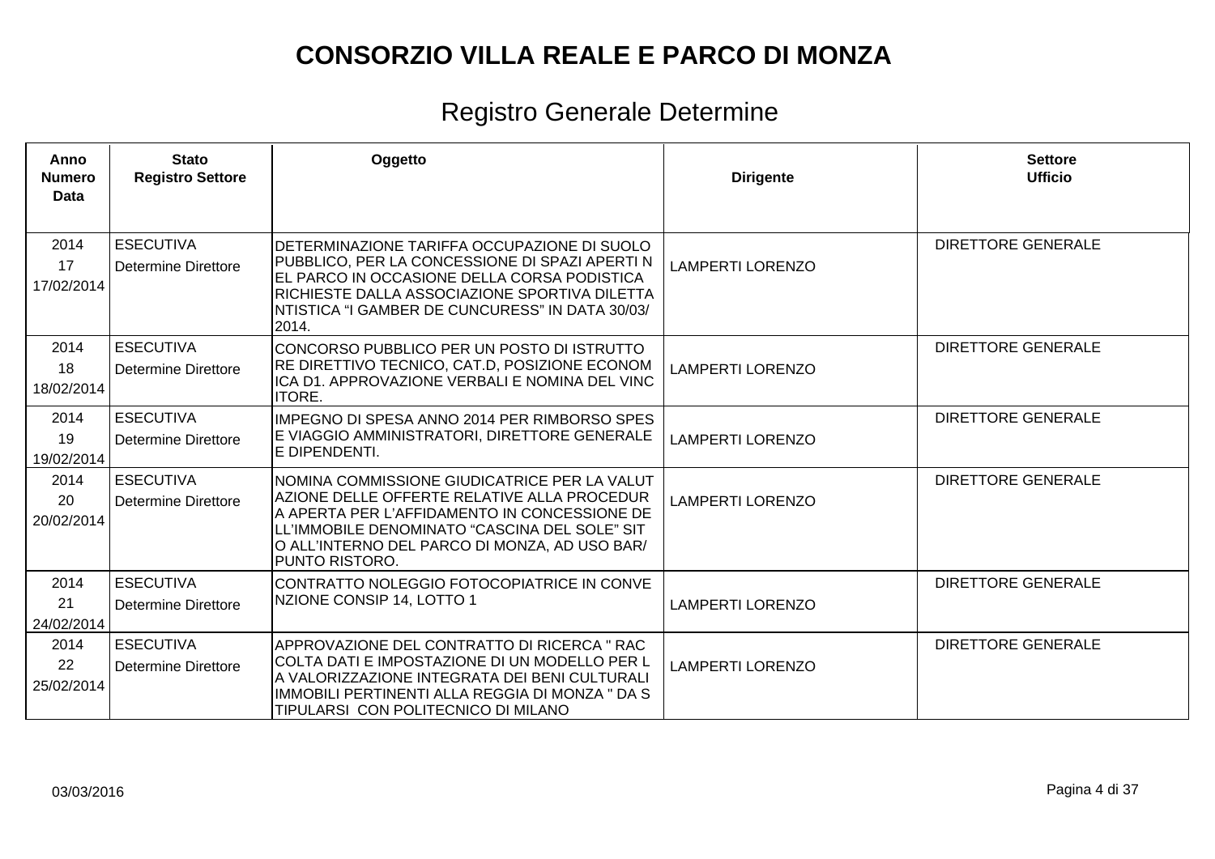# CONSORZIO VILLA REALE E PARCO DI MONZA

## Registro Generale Determine

| Anno Numero Data | Stato Registro Settore | Oggetto | Dirigente | Settore Ufficio |
|---|---|---|---|---|
| 2014 17 17/02/2014 | ESECUTIVA Determine Direttore | DETERMINAZIONE TARIFFA OCCUPAZIONE DI SUOLO PUBBLICO, PER LA CONCESSIONE DI SPAZI APERTI NEL PARCO IN OCCASIONE DELLA CORSA PODISTICA RICHIESTE DALLA ASSOCIAZIONE SPORTIVA DILETTANTISTICA "I GAMBER DE CUNCURESS" IN DATA 30/03/2014. | LAMPERTI LORENZO | DIRETTORE GENERALE |
| 2014 18 18/02/2014 | ESECUTIVA Determine Direttore | CONCORSO PUBBLICO PER UN POSTO DI ISTRUTTORE DIRETTIVO TECNICO, CAT.D, POSIZIONE ECONOMICA D1. APPROVAZIONE VERBALI E NOMINA DEL VINCITORE. | LAMPERTI LORENZO | DIRETTORE GENERALE |
| 2014 19 19/02/2014 | ESECUTIVA Determine Direttore | IMPEGNO DI SPESA ANNO 2014 PER RIMBORSO SPESE VIAGGIO AMMINISTRATORI, DIRETTORE GENERALE E DIPENDENTI. | LAMPERTI LORENZO | DIRETTORE GENERALE |
| 2014 20 20/02/2014 | ESECUTIVA Determine Direttore | NOMINA COMMISSIONE GIUDICATRICE PER LA VALUTAZIONE DELLE OFFERTE RELATIVE ALLA PROCEDURA APERTA PER L'AFFIDAMENTO IN CONCESSIONE DELL'IMMOBILE DENOMINATO "CASCINA DEL SOLE" SITO ALL'INTERNO DEL PARCO DI MONZA, AD USO BAR/PUNTO RISTORO. | LAMPERTI LORENZO | DIRETTORE GENERALE |
| 2014 21 24/02/2014 | ESECUTIVA Determine Direttore | CONTRATTO NOLEGGIO FOTOCOPIATRICE IN CONVENZIONE CONSIP 14, LOTTO 1 | LAMPERTI LORENZO | DIRETTORE GENERALE |
| 2014 22 25/02/2014 | ESECUTIVA Determine Direttore | APPROVAZIONE DEL CONTRATTO DI RICERCA " RACCOLTA DATI E IMPOSTAZIONE DI UN MODELLO PER LA VALORIZZAZIONE INTEGRATA DEI BENI CULTURALI IMMOBILI PERTINENTI ALLA REGGIA DI MONZA " DA STIPULARSI CON POLITECNICO DI MILANO | LAMPERTI LORENZO | DIRETTORE GENERALE |

03/03/2016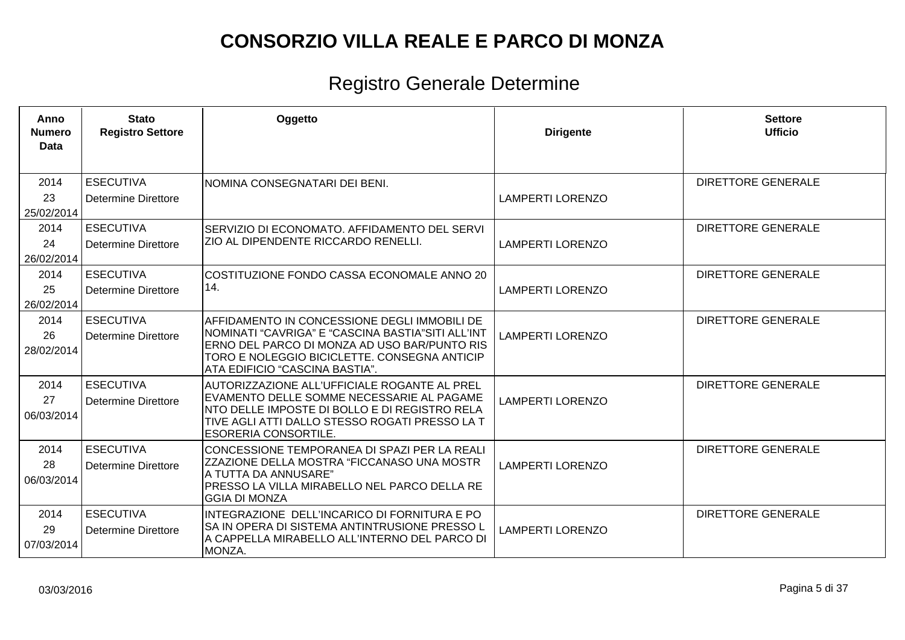# CONSORZIO VILLA REALE E PARCO DI MONZA

## Registro Generale Determine

| Anno Numero Data | Stato Registro Settore | Oggetto | Dirigente | Settore Ufficio |
|---|---|---|---|---|
| 2014 23 25/02/2014 | ESECUTIVA Determine Direttore | NOMINA CONSEGNATARI DEI BENI. | LAMPERTI LORENZO | DIRETTORE GENERALE |
| 2014 24 26/02/2014 | ESECUTIVA Determine Direttore | SERVIZIO DI ECONOMATO. AFFIDAMENTO DEL SERVIZIO AL DIPENDENTE RICCARDO RENELLI. | LAMPERTI LORENZO | DIRETTORE GENERALE |
| 2014 25 26/02/2014 | ESECUTIVA Determine Direttore | COSTITUZIONE FONDO CASSA ECONOMALE ANNO 2014. | LAMPERTI LORENZO | DIRETTORE GENERALE |
| 2014 26 28/02/2014 | ESECUTIVA Determine Direttore | AFFIDAMENTO IN CONCESSIONE DEGLI IMMOBILI DENOMINATI “CAVRIGA” E “CASCINA BASTIA”SITI ALL’INTERNO DEL PARCO DI MONZA AD USO BAR/PUNTO RISTORO E NOLEGGIO BICICLETTE. CONSEGNA ANTICIPATA EDIFICIO “CASCINA BASTIA”. | LAMPERTI LORENZO | DIRETTORE GENERALE |
| 2014 27 06/03/2014 | ESECUTIVA Determine Direttore | AUTORIZZAZIONE ALL’UFFICIALE ROGANTE AL PRELEVAMENTO DELLE SOMME NECESSARIE AL PAGAMENTO DELLE IMPOSTE DI BOLLO E DI REGISTRO RELATIVE AGLI ATTI DALLO STESSO ROGATI PRESSO LA TESORERIA CONSORTILE. | LAMPERTI LORENZO | DIRETTORE GENERALE |
| 2014 28 06/03/2014 | ESECUTIVA Determine Direttore | CONCESSIONE TEMPORANEA DI SPAZI PER LA REALIZZAZIONE DELLA MOSTRA “FICCANASO UNA MOSTRA TUTTA DA ANNUSARE” PRESSO LA VILLA MIRABELLO NEL PARCO DELLA REGGIA DI MONZA | LAMPERTI LORENZO | DIRETTORE GENERALE |
| 2014 29 07/03/2014 | ESECUTIVA Determine Direttore | INTEGRAZIONE DELL’INCARICO DI FORNITURA E POSA IN OPERA DI SISTEMA ANTINTRUSIONE PRESSO LA CAPPELLA MIRABELLO ALL’INTERNO DEL PARCO DI MONZA. | LAMPERTI LORENZO | DIRETTORE GENERALE |

03/03/2016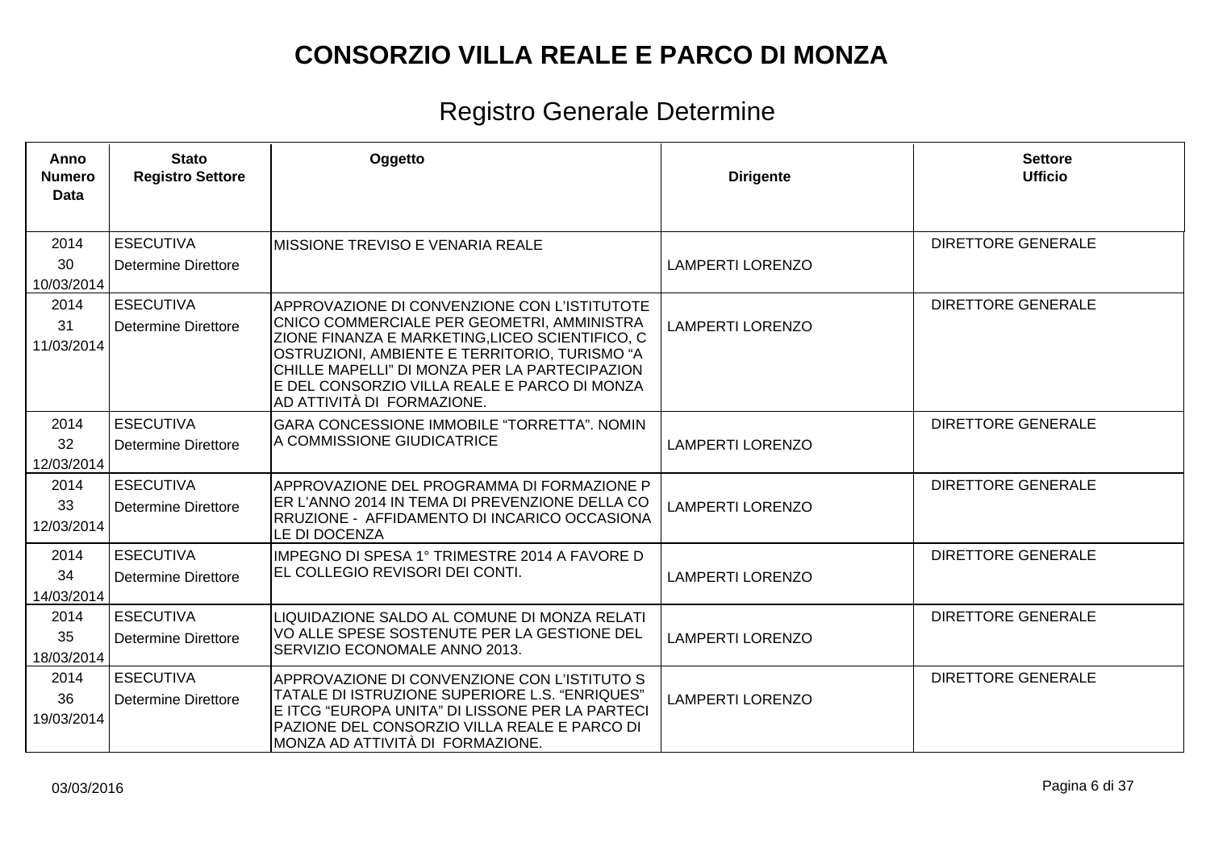# CONSORZIO VILLA REALE E PARCO DI MONZA

## Registro Generale Determine

| Anno Numero Data | Stato Registro Settore | Oggetto | Dirigente | Settore Ufficio |
|---|---|---|---|---|
| 2014 30 10/03/2014 | ESECUTIVA Determine Direttore | MISSIONE TREVISO E VENARIA REALE | LAMPERTI LORENZO | DIRETTORE GENERALE |
| 2014 31 11/03/2014 | ESECUTIVA Determine Direttore | APPROVAZIONE DI CONVENZIONE CON L'ISTITUTOTECNICO COMMERCIALE PER GEOMETRI, AMMINISTRAZIONE FINANZA E MARKETING,LICEO SCIENTIFICO, COSTRUZIONI, AMBIENTE E TERRITORIO, TURISMO "ACHILLE MAPELLI" DI MONZA PER LA PARTECIPAZIONE DEL CONSORZIO VILLA REALE E PARCO DI MONZA AD ATTIVITÀ DI FORMAZIONE. | LAMPERTI LORENZO | DIRETTORE GENERALE |
| 2014 32 12/03/2014 | ESECUTIVA Determine Direttore | GARA CONCESSIONE IMMOBILE "TORRETTA". NOMINA COMMISSIONE GIUDICATRICE | LAMPERTI LORENZO | DIRETTORE GENERALE |
| 2014 33 12/03/2014 | ESECUTIVA Determine Direttore | APPROVAZIONE DEL PROGRAMMA DI FORMAZIONE PER L'ANNO 2014 IN TEMA DI PREVENZIONE DELLA CORRUZIONE - AFFIDAMENTO DI INCARICO OCCASIONALE DI DOCENZA | LAMPERTI LORENZO | DIRETTORE GENERALE |
| 2014 34 14/03/2014 | ESECUTIVA Determine Direttore | IMPEGNO DI SPESA 1° TRIMESTRE 2014 A FAVORE DEL COLLEGIO REVISORI DEI CONTI. | LAMPERTI LORENZO | DIRETTORE GENERALE |
| 2014 35 18/03/2014 | ESECUTIVA Determine Direttore | LIQUIDAZIONE SALDO AL COMUNE DI MONZA RELATIVO ALLE SPESE SOSTENUTE PER LA GESTIONE DEL SERVIZIO ECONOMALE ANNO 2013. | LAMPERTI LORENZO | DIRETTORE GENERALE |
| 2014 36 19/03/2014 | ESECUTIVA Determine Direttore | APPROVAZIONE DI CONVENZIONE CON L'ISTITUTO STATALE DI ISTRUZIONE SUPERIORE L.S. "ENRIQUES" E ITCG "EUROPA UNITA" DI LISSONE PER LA PARTECIPAZIONE DEL CONSORZIO VILLA REALE E PARCO DI MONZA AD ATTIVITÀ DI FORMAZIONE. | LAMPERTI LORENZO | DIRETTORE GENERALE |

03/03/2016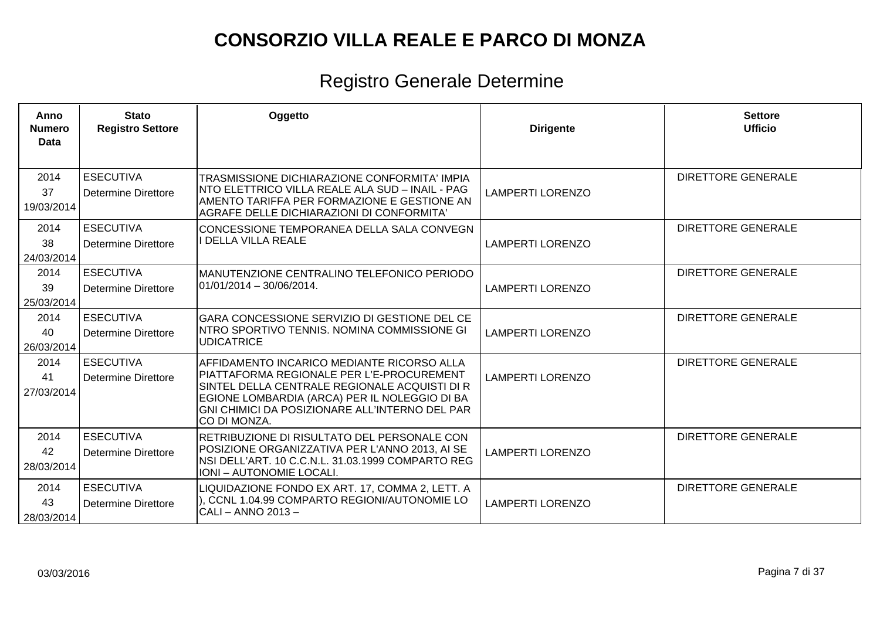# CONSORZIO VILLA REALE E PARCO DI MONZA

## Registro Generale Determine

| Anno Numero Data | Stato Registro Settore | Oggetto | Dirigente | Settore Ufficio |
|---|---|---|---|---|
| 2014 37 19/03/2014 | ESECUTIVA Determine Direttore | TRASMISSIONE DICHIARAZIONE CONFORMITA' IMPIANTO ELETTRICO VILLA REALE ALA SUD – INAIL - PAGAMENTO TARIFFA PER FORMAZIONE E GESTIONE ANAGRAFE DELLE DICHIARAZIONI DI CONFORMITA' | LAMPERTI LORENZO | DIRETTORE GENERALE |
| 2014 38 24/03/2014 | ESECUTIVA Determine Direttore | CONCESSIONE TEMPORANEA DELLA SALA CONVEGNI DELLA VILLA REALE | LAMPERTI LORENZO | DIRETTORE GENERALE |
| 2014 39 25/03/2014 | ESECUTIVA Determine Direttore | MANUTENZIONE CENTRALINO TELEFONICO PERIODO 01/01/2014 – 30/06/2014. | LAMPERTI LORENZO | DIRETTORE GENERALE |
| 2014 40 26/03/2014 | ESECUTIVA Determine Direttore | GARA CONCESSIONE SERVIZIO DI GESTIONE DEL CENTRO SPORTIVO TENNIS. NOMINA COMMISSIONE GIUDICATRICE | LAMPERTI LORENZO | DIRETTORE GENERALE |
| 2014 41 27/03/2014 | ESECUTIVA Determine Direttore | AFFIDAMENTO INCARICO MEDIANTE RICORSO ALLA PIATTAFORMA REGIONALE PER L'E-PROCUREMENT SINTEL DELLA CENTRALE REGIONALE ACQUISTI DI REGIONE LOMBARDIA (ARCA) PER IL NOLEGGIO DI BAGNI CHIMICI DA POSIZIONARE ALL'INTERNO DEL PARCO DI MONZA. | LAMPERTI LORENZO | DIRETTORE GENERALE |
| 2014 42 28/03/2014 | ESECUTIVA Determine Direttore | RETRIBUZIONE DI RISULTATO DEL PERSONALE CON POSIZIONE ORGANIZZATIVA PER L'ANNO 2013, AI SENSI DELL'ART. 10 C.C.N.L. 31.03.1999 COMPARTO REGIONI – AUTONOMIE LOCALI. | LAMPERTI LORENZO | DIRETTORE GENERALE |
| 2014 43 28/03/2014 | ESECUTIVA Determine Direttore | LIQUIDAZIONE FONDO EX ART. 17, COMMA 2, LETT. A), CCNL 1.04.99 COMPARTO REGIONI/AUTONOMIE LOCALI – ANNO 2013 – | LAMPERTI LORENZO | DIRETTORE GENERALE |

03/03/2016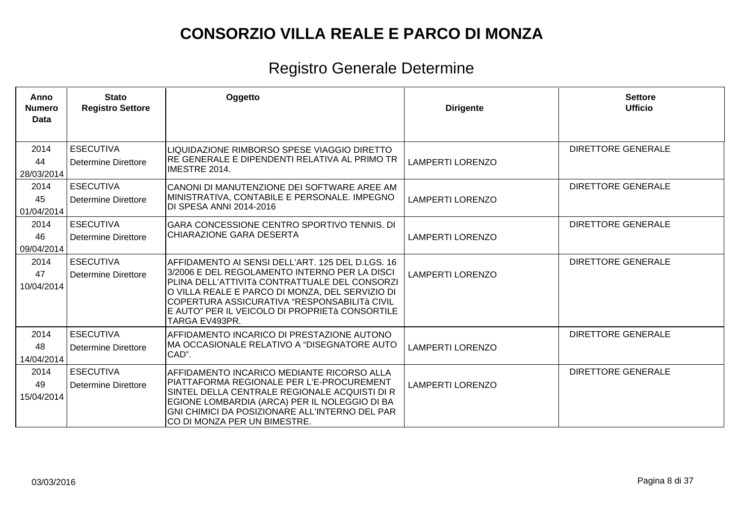# CONSORZIO VILLA REALE E PARCO DI MONZA

## Registro Generale Determine

| Anno<br>Numero<br>Data | Stato<br>Registro Settore | Oggetto | Dirigente | Settore<br>Ufficio |
|---|---|---|---|---|
| 2014<br>44<br>28/03/2014 | ESECUTIVA<br>Determine Direttore | LIQUIDAZIONE RIMBORSO SPESE VIAGGIO DIRETTO RE GENERALE E DIPENDENTI RELATIVA AL PRIMO TR IMESTRE 2014. | LAMPERTI LORENZO | DIRETTORE GENERALE |
| 2014<br>45<br>01/04/2014 | ESECUTIVA<br>Determine Direttore | CANONI DI MANUTENZIONE DEI SOFTWARE AREE AM MINISTRATIVA, CONTABILE E PERSONALE. IMPEGNO DI SPESA ANNI 2014-2016 | LAMPERTI LORENZO | DIRETTORE GENERALE |
| 2014<br>46<br>09/04/2014 | ESECUTIVA<br>Determine Direttore | GARA CONCESSIONE CENTRO SPORTIVO TENNIS. DI CHIARAZIONE GARA DESERTA | LAMPERTI LORENZO | DIRETTORE GENERALE |
| 2014<br>47<br>10/04/2014 | ESECUTIVA<br>Determine Direttore | AFFIDAMENTO AI SENSI DELL'ART. 125 DEL D.LGS. 16 3/2006 E DEL REGOLAMENTO INTERNO PER LA DISCI PLINA DELL'ATTIVITà CONTRATTUALE DEL CONSORZI O VILLA REALE E PARCO DI MONZA, DEL SERVIZIO DI COPERTURA ASSICURATIVA "RESPONSABILITà CIVIL E AUTO" PER IL VEICOLO DI PROPRIETà CONSORTILE TARGA EV493PR. | LAMPERTI LORENZO | DIRETTORE GENERALE |
| 2014<br>48<br>14/04/2014 | ESECUTIVA<br>Determine Direttore | AFFIDAMENTO INCARICO DI PRESTAZIONE AUTONO MA OCCASIONALE RELATIVO A "DISEGNATORE AUTO CAD". | LAMPERTI LORENZO | DIRETTORE GENERALE |
| 2014<br>49<br>15/04/2014 | ESECUTIVA<br>Determine Direttore | AFFIDAMENTO INCARICO MEDIANTE RICORSO ALLA PIATTAFORMA REGIONALE PER L'E-PROCUREMENT SINTEL DELLA CENTRALE REGIONALE ACQUISTI DI R EGIONE LOMBARDIA (ARCA) PER IL NOLEGGIO DI BA GNI CHIMICI DA POSIZIONARE ALL'INTERNO DEL PAR CO DI MONZA PER UN BIMESTRE. | LAMPERTI LORENZO | DIRETTORE GENERALE |

03/03/2016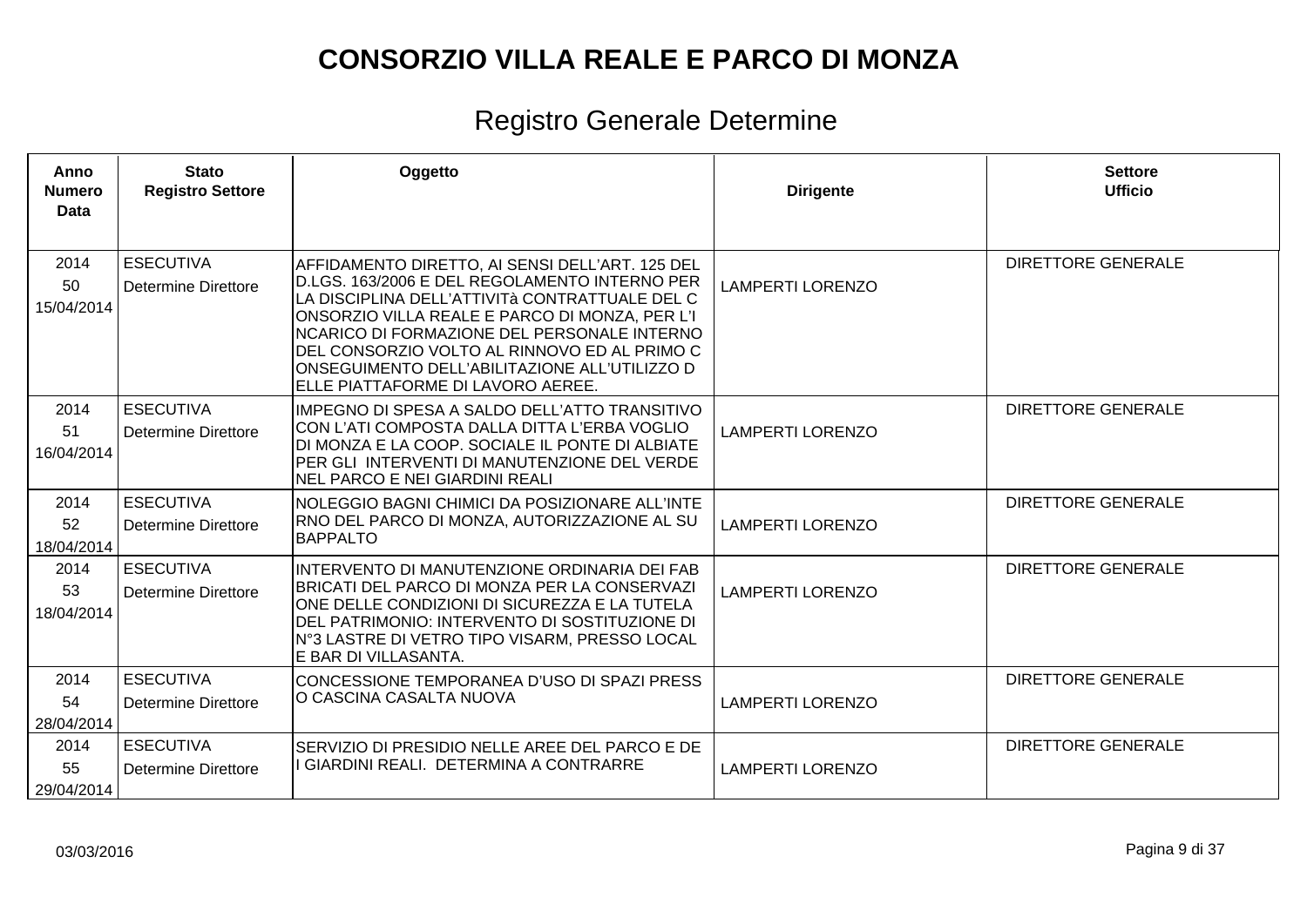# CONSORZIO VILLA REALE E PARCO DI MONZA

## Registro Generale Determine

| Anno Numero Data | Stato Registro Settore | Oggetto | Dirigente | Settore Ufficio |
|---|---|---|---|---|
| 2014 50 15/04/2014 | ESECUTIVA Determine Direttore | AFFIDAMENTO DIRETTO, AI SENSI DELL'ART. 125 DEL D.LGS. 163/2006 E DEL REGOLAMENTO INTERNO PER LA DISCIPLINA DELL'ATTIVITà CONTRATTUALE DEL CONSORZIO VILLA REALE E PARCO DI MONZA, PER L'INCARICO DI FORMAZIONE DEL PERSONALE INTERNO DEL CONSORZIO VOLTO AL RINNOVO ED AL PRIMO CONSEGUIMENTO DELL'ABILITAZIONE ALL'UTILIZZO DELLE PIATTAFORME DI LAVORO AEREE. | LAMPERTI LORENZO | DIRETTORE GENERALE |
| 2014 51 16/04/2014 | ESECUTIVA Determine Direttore | IMPEGNO DI SPESA A SALDO DELL'ATTO TRANSITIVO CON L'ATI COMPOSTA DALLA DITTA L'ERBA VOGLIO DI MONZA E LA COOP. SOCIALE IL PONTE DI ALBIATE PER GLI INTERVENTI DI MANUTENZIONE DEL VERDE NEL PARCO E NEI GIARDINI REALI | LAMPERTI LORENZO | DIRETTORE GENERALE |
| 2014 52 18/04/2014 | ESECUTIVA Determine Direttore | NOLEGGIO BAGNI CHIMICI DA POSIZIONARE ALL'INTERNO DEL PARCO DI MONZA, AUTORIZZAZIONE AL SUBAPPALTO | LAMPERTI LORENZO | DIRETTORE GENERALE |
| 2014 53 18/04/2014 | ESECUTIVA Determine Direttore | INTERVENTO DI MANUTENZIONE ORDINARIA DEI FABBRICATI DEL PARCO DI MONZA PER LA CONSERVAZIONE DELLE CONDIZIONI DI SICUREZZA E LA TUTELA DEL PATRIMONIO: INTERVENTO DI SOSTITUZIONE DI N°3 LASTRE DI VETRO TIPO VISARM, PRESSO LOCALE BAR DI VILLASANTA. | LAMPERTI LORENZO | DIRETTORE GENERALE |
| 2014 54 28/04/2014 | ESECUTIVA Determine Direttore | CONCESSIONE TEMPORANEA D'USO DI SPAZI PRESSO CASCINA CASALTA NUOVA | LAMPERTI LORENZO | DIRETTORE GENERALE |
| 2014 55 29/04/2014 | ESECUTIVA Determine Direttore | SERVIZIO DI PRESIDIO NELLE AREE DEL PARCO E DEI GIARDINI REALI. DETERMINA A CONTRARRE | LAMPERTI LORENZO | DIRETTORE GENERALE |

03/03/2016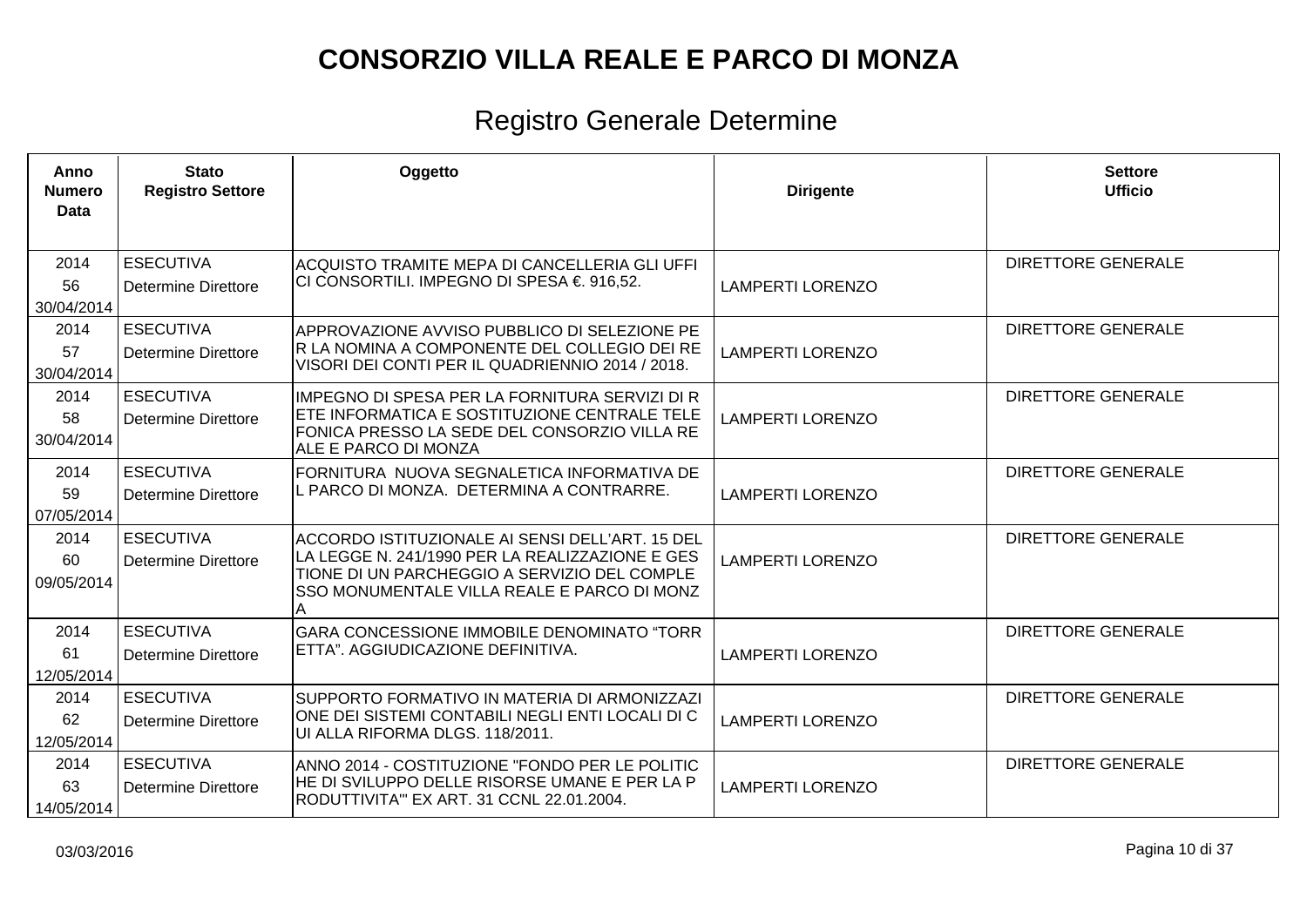# CONSORZIO VILLA REALE E PARCO DI MONZA

## Registro Generale Determine

| Anno<br>Numero<br>Data | Stato<br>Registro Settore | Oggetto | Dirigente | Settore<br>Ufficio |
|---|---|---|---|---|
| 2014<br>56<br>30/04/2014 | ESECUTIVA<br>Determine Direttore | ACQUISTO TRAMITE MEPA DI CANCELLERIA GLI UFFICI CONSORTILI. IMPEGNO DI SPESA €. 916,52. | LAMPERTI LORENZO | DIRETTORE GENERALE |
| 2014<br>57<br>30/04/2014 | ESECUTIVA<br>Determine Direttore | APPROVAZIONE AVVISO PUBBLICO DI SELEZIONE PER LA NOMINA A COMPONENTE DEL COLLEGIO DEI REVISORI DEI CONTI PER IL QUADRIENNIO 2014 / 2018. | LAMPERTI LORENZO | DIRETTORE GENERALE |
| 2014<br>58<br>30/04/2014 | ESECUTIVA<br>Determine Direttore | IMPEGNO DI SPESA PER LA FORNITURA SERVIZI DI RETE INFORMATICA E SOSTITUZIONE CENTRALE TELEFONICA PRESSO LA SEDE DEL CONSORZIO VILLA REALE E PARCO DI MONZA | LAMPERTI LORENZO | DIRETTORE GENERALE |
| 2014<br>59<br>07/05/2014 | ESECUTIVA<br>Determine Direttore | FORNITURA NUOVA SEGNALETICA INFORMATIVA DEL PARCO DI MONZA. DETERMINA A CONTRARRE. | LAMPERTI LORENZO | DIRETTORE GENERALE |
| 2014<br>60<br>09/05/2014 | ESECUTIVA<br>Determine Direttore | ACCORDO ISTITUZIONALE AI SENSI DELL'ART. 15 DELLA LEGGE N. 241/1990 PER LA REALIZZAZIONE E GESTIONE DI UN PARCHEGGIO A SERVIZIO DEL COMPLESSO MONUMENTALE VILLA REALE E PARCO DI MONZA | LAMPERTI LORENZO | DIRETTORE GENERALE |
| 2014<br>61<br>12/05/2014 | ESECUTIVA<br>Determine Direttore | GARA CONCESSIONE IMMOBILE DENOMINATO "TORRETTA". AGGIUDICAZIONE DEFINITIVA. | LAMPERTI LORENZO | DIRETTORE GENERALE |
| 2014<br>62<br>12/05/2014 | ESECUTIVA<br>Determine Direttore | SUPPORTO FORMATIVO IN MATERIA DI ARMONIZZAZIONE DEI SISTEMI CONTABILI NEGLI ENTI LOCALI DI CUI ALLA RIFORMA DLGS. 118/2011. | LAMPERTI LORENZO | DIRETTORE GENERALE |
| 2014<br>63<br>14/05/2014 | ESECUTIVA<br>Determine Direttore | ANNO 2014 - COSTITUZIONE "FONDO PER LE POLITICHE DI SVILUPPO DELLE RISORSE UMANE E PER LA PRODUTTIVITA'" EX ART. 31 CCNL 22.01.2004. | LAMPERTI LORENZO | DIRETTORE GENERALE |

03/03/2016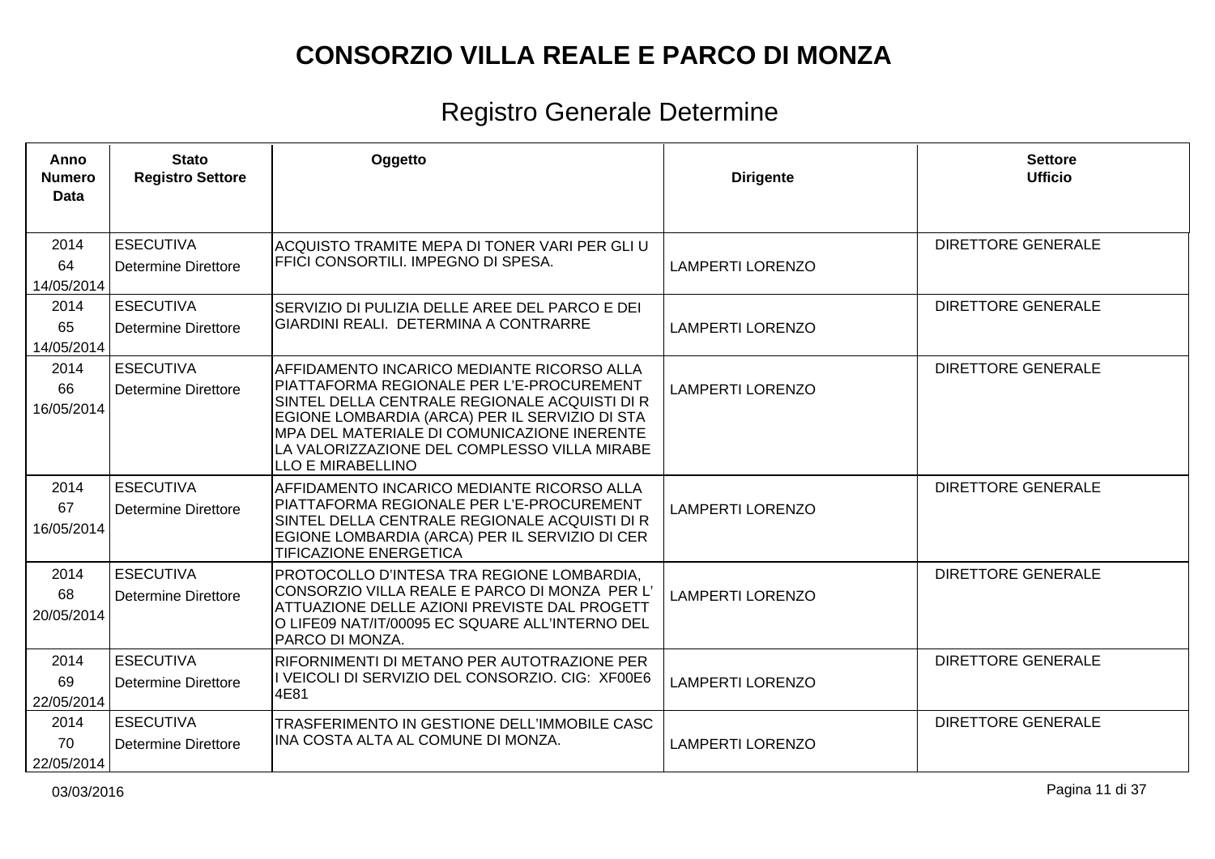# CONSORZIO VILLA REALE E PARCO DI MONZA

## Registro Generale Determine

| Anno Numero Data | Stato Registro Settore | Oggetto | Dirigente | Settore Ufficio |
|---|---|---|---|---|
| 2014 64 14/05/2014 | ESECUTIVA Determine Direttore | ACQUISTO TRAMITE MEPA DI TONER VARI PER GLI UFFICI CONSORTILI. IMPEGNO DI SPESA. | LAMPERTI LORENZO | DIRETTORE GENERALE |
| 2014 65 14/05/2014 | ESECUTIVA Determine Direttore | SERVIZIO DI PULIZIA DELLE AREE DEL PARCO E DEI GIARDINI REALI. DETERMINA A CONTRARRE | LAMPERTI LORENZO | DIRETTORE GENERALE |
| 2014 66 16/05/2014 | ESECUTIVA Determine Direttore | AFFIDAMENTO INCARICO MEDIANTE RICORSO ALLA PIATTAFORMA REGIONALE PER L'E-PROCUREMENT SINTEL DELLA CENTRALE REGIONALE ACQUISTI DI REGIONE LOMBARDIA (ARCA) PER IL SERVIZIO DI STAMPA DEL MATERIALE DI COMUNICAZIONE INERENTE LA VALORIZZAZIONE DEL COMPLESSO VILLA MIRABELLO E MIRABELLINO | LAMPERTI LORENZO | DIRETTORE GENERALE |
| 2014 67 16/05/2014 | ESECUTIVA Determine Direttore | AFFIDAMENTO INCARICO MEDIANTE RICORSO ALLA PIATTAFORMA REGIONALE PER L'E-PROCUREMENT SINTEL DELLA CENTRALE REGIONALE ACQUISTI DI REGIONE LOMBARDIA (ARCA) PER IL SERVIZIO DI CERTIFICAZIONE ENERGETICA | LAMPERTI LORENZO | DIRETTORE GENERALE |
| 2014 68 20/05/2014 | ESECUTIVA Determine Direttore | PROTOCOLLO D'INTESA TRA REGIONE LOMBARDIA, CONSORZIO VILLA REALE E PARCO DI MONZA PER L'ATTUAZIONE DELLE AZIONI PREVISTE DAL PROGETTO LIFE09 NAT/IT/00095 EC SQUARE ALL'INTERNO DEL PARCO DI MONZA. | LAMPERTI LORENZO | DIRETTORE GENERALE |
| 2014 69 22/05/2014 | ESECUTIVA Determine Direttore | RIFORNIMENTI DI METANO PER AUTOTRAZIONE PER I VEICOLI DI SERVIZIO DEL CONSORZIO. CIG: XF00E64E81 | LAMPERTI LORENZO | DIRETTORE GENERALE |
| 2014 70 22/05/2014 | ESECUTIVA Determine Direttore | TRASFERIMENTO IN GESTIONE DELL'IMMOBILE CASCINA COSTA ALTA AL COMUNE DI MONZA. | LAMPERTI LORENZO | DIRETTORE GENERALE |

03/03/2016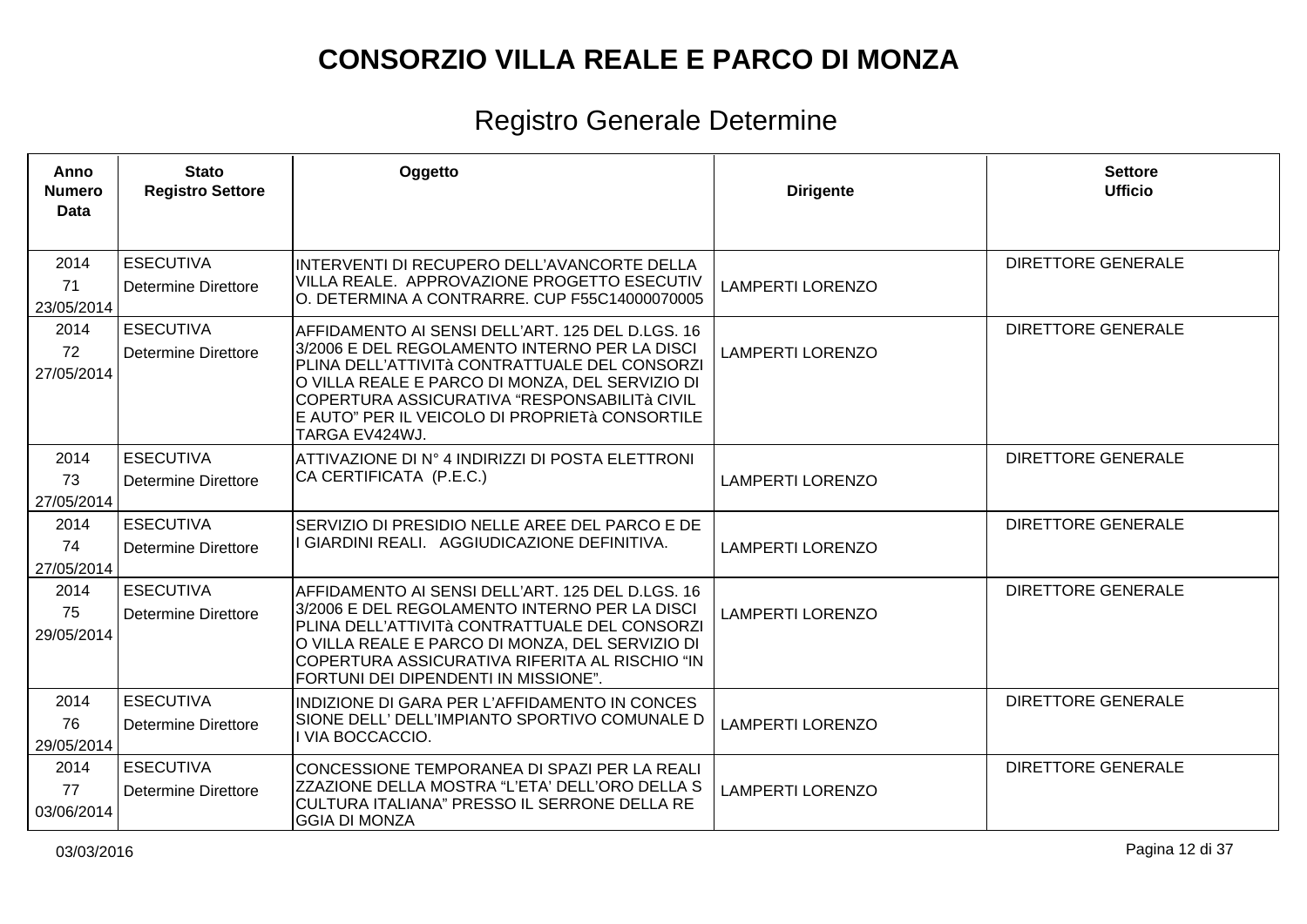# CONSORZIO VILLA REALE E PARCO DI MONZA

## Registro Generale Determine

| Anno<br>Numero<br>Data | Stato<br>Registro Settore | Oggetto | Dirigente | Settore<br>Ufficio |
|---|---|---|---|---|
| 2014<br>71<br>23/05/2014 | ESECUTIVA<br>Determine Direttore | INTERVENTI DI RECUPERO DELL'AVANCORTE DELLA VILLA REALE. APPROVAZIONE PROGETTO ESECUTIVO. DETERMINA A CONTRARRE. CUP F55C14000070005 | LAMPERTI LORENZO | DIRETTORE GENERALE |
| 2014<br>72<br>27/05/2014 | ESECUTIVA<br>Determine Direttore | AFFIDAMENTO AI SENSI DELL'ART. 125 DEL D.LGS. 163/2006 E DEL REGOLAMENTO INTERNO PER LA DISCIPLINA DELL'ATTIVITà CONTRATTUALE DEL CONSORZIO VILLA REALE E PARCO DI MONZA, DEL SERVIZIO DI COPERTURA ASSICURATIVA "RESPONSABILITà CIVILE AUTO" PER IL VEICOLO DI PROPRIETà CONSORTILE TARGA EV424WJ. | LAMPERTI LORENZO | DIRETTORE GENERALE |
| 2014<br>73<br>27/05/2014 | ESECUTIVA<br>Determine Direttore | ATTIVAZIONE DI N° 4 INDIRIZZI DI POSTA ELETTRONICA CERTIFICATA (P.E.C.) | LAMPERTI LORENZO | DIRETTORE GENERALE |
| 2014<br>74<br>27/05/2014 | ESECUTIVA<br>Determine Direttore | SERVIZIO DI PRESIDIO NELLE AREE DEL PARCO E DEI GIARDINI REALI. AGGIUDICAZIONE DEFINITIVA. | LAMPERTI LORENZO | DIRETTORE GENERALE |
| 2014<br>75<br>29/05/2014 | ESECUTIVA<br>Determine Direttore | AFFIDAMENTO AI SENSI DELL'ART. 125 DEL D.LGS. 163/2006 E DEL REGOLAMENTO INTERNO PER LA DISCIPLINA DELL'ATTIVITà CONTRATTUALE DEL CONSORZIO VILLA REALE E PARCO DI MONZA, DEL SERVIZIO DI COPERTURA ASSICURATIVA RIFERITA AL RISCHIO "INFORTUNI DEI DIPENDENTI IN MISSIONE". | LAMPERTI LORENZO | DIRETTORE GENERALE |
| 2014<br>76<br>29/05/2014 | ESECUTIVA<br>Determine Direttore | INDIZIONE DI GARA PER L'AFFIDAMENTO IN CONCESSIONE DELL' DELL'IMPIANTO SPORTIVO COMUNALE DI VIA BOCCACCIO. | LAMPERTI LORENZO | DIRETTORE GENERALE |
| 2014<br>77<br>03/06/2014 | ESECUTIVA<br>Determine Direttore | CONCESSIONE TEMPORANEA DI SPAZI PER LA REALIZZAZIONE DELLA MOSTRA "L'ETA' DELL'ORO DELLA SCULTURA ITALIANA" PRESSO IL SERRONE DELLA REGGIA DI MONZA | LAMPERTI LORENZO | DIRETTORE GENERALE |

03/03/2016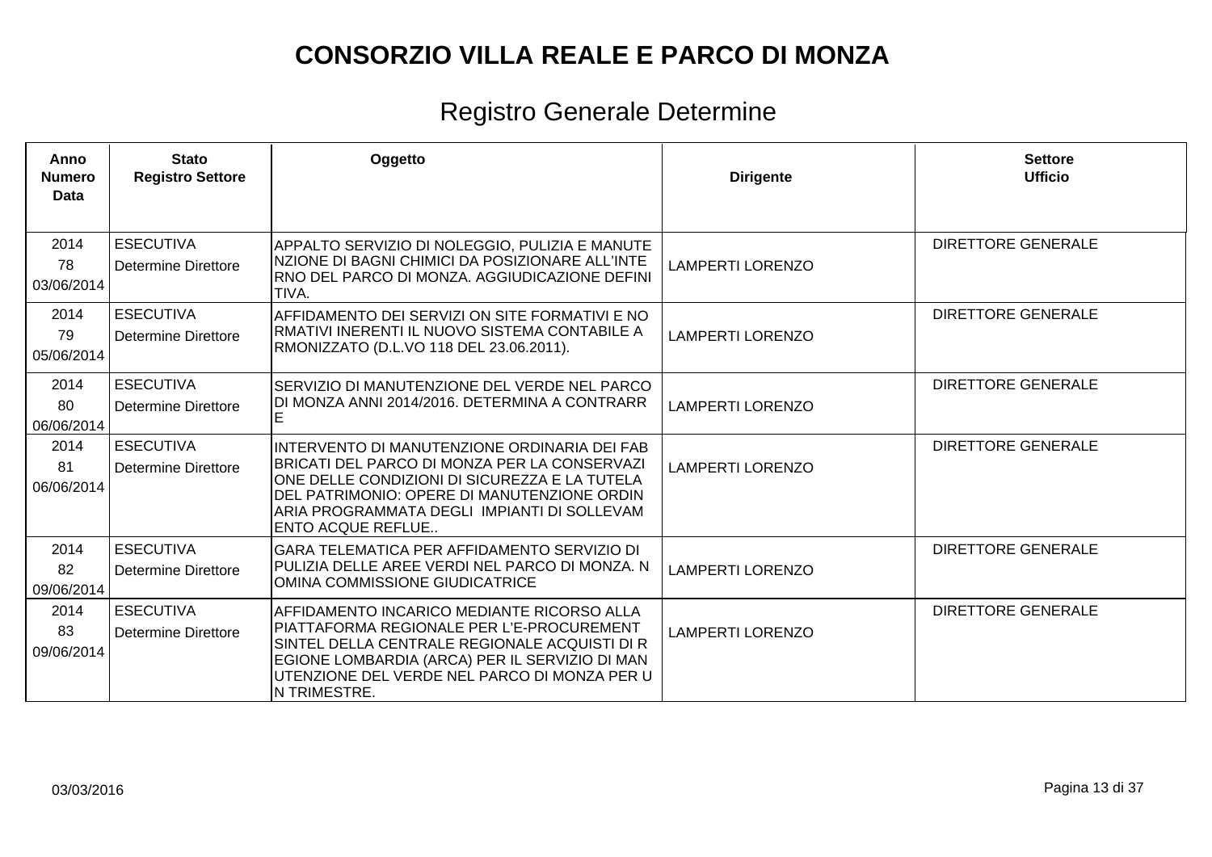# CONSORZIO VILLA REALE E PARCO DI MONZA

## Registro Generale Determine

| Anno Numero Data | Stato Registro Settore | Oggetto | Dirigente | Settore Ufficio |
|---|---|---|---|---|
| 2014 78 03/06/2014 | ESECUTIVA Determine Direttore | APPALTO SERVIZIO DI NOLEGGIO, PULIZIA E MANUTENZIONE DI BAGNI CHIMICI DA POSIZIONARE ALL'INTERNO DEL PARCO DI MONZA. AGGIUDICAZIONE DEFINITIVA. | LAMPERTI LORENZO | DIRETTORE GENERALE |
| 2014 79 05/06/2014 | ESECUTIVA Determine Direttore | AFFIDAMENTO DEI SERVIZI ON SITE FORMATIVI E NORMATIVI INERENTI IL NUOVO SISTEMA CONTABILE ARMONIZZATO (D.L.VO 118 DEL 23.06.2011). | LAMPERTI LORENZO | DIRETTORE GENERALE |
| 2014 80 06/06/2014 | ESECUTIVA Determine Direttore | SERVIZIO DI MANUTENZIONE DEL VERDE NEL PARCO DI MONZA ANNI 2014/2016. DETERMINA A CONTRARRE | LAMPERTI LORENZO | DIRETTORE GENERALE |
| 2014 81 06/06/2014 | ESECUTIVA Determine Direttore | INTERVENTO DI MANUTENZIONE ORDINARIA DEI FABBRICATI DEL PARCO DI MONZA PER LA CONSERVAZIONE DELLE CONDIZIONI DI SICUREZZA E LA TUTELA DEL PATRIMONIO: OPERE DI MANUTENZIONE ORDINARIA PROGRAMMATA DEGLI IMPIANTI DI SOLLEVAMENTO ACQUE REFLUE.. | LAMPERTI LORENZO | DIRETTORE GENERALE |
| 2014 82 09/06/2014 | ESECUTIVA Determine Direttore | GARA TELEMATICA PER AFFIDAMENTO SERVIZIO DI PULIZIA DELLE AREE VERDI NEL PARCO DI MONZA. NOMINA COMMISSIONE GIUDICATRICE | LAMPERTI LORENZO | DIRETTORE GENERALE |
| 2014 83 09/06/2014 | ESECUTIVA Determine Direttore | AFFIDAMENTO INCARICO MEDIANTE RICORSO ALLA PIATTAFORMA REGIONALE PER L'E-PROCUREMENT SINTEL DELLA CENTRALE REGIONALE ACQUISTI DI REGIONE LOMBARDIA (ARCA) PER IL SERVIZIO DI MANUTENZIONE DEL VERDE NEL PARCO DI MONZA PER UN TRIMESTRE. | LAMPERTI LORENZO | DIRETTORE GENERALE |

03/03/2016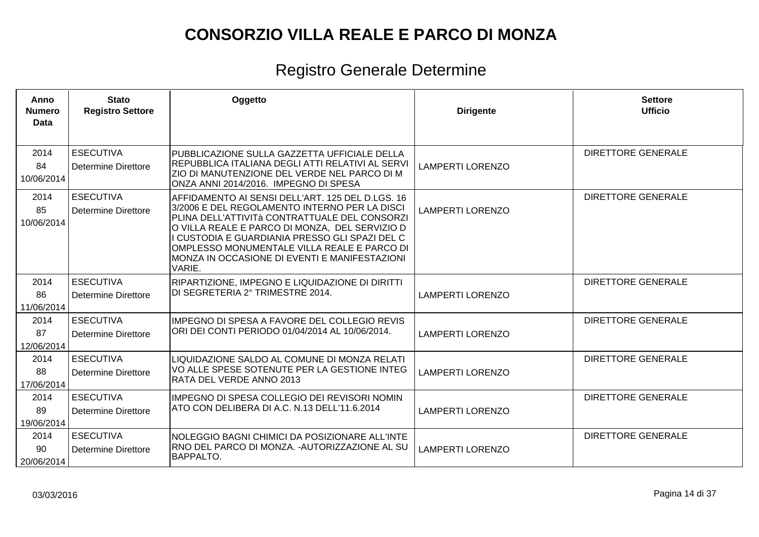# CONSORZIO VILLA REALE E PARCO DI MONZA

## Registro Generale Determine

| Anno Numero Data | Stato Registro Settore | Oggetto | Dirigente | Settore Ufficio |
|---|---|---|---|---|
| 2014 84 10/06/2014 | ESECUTIVA Determine Direttore | PUBBLICAZIONE SULLA GAZZETTA UFFICIALE DELLA REPUBBLICA ITALIANA DEGLI ATTI RELATIVI AL SERVIZIO DI MANUTENZIONE DEL VERDE NEL PARCO DI MONZA ANNI 2014/2016. IMPEGNO DI SPESA | LAMPERTI LORENZO | DIRETTORE GENERALE |
| 2014 85 10/06/2014 | ESECUTIVA Determine Direttore | AFFIDAMENTO AI SENSI DELL'ART. 125 DEL D.LGS. 163/2006 E DEL REGOLAMENTO INTERNO PER LA DISCIPLINA DELL'ATTIVITà CONTRATTUALE DEL CONSORZIO VILLA REALE E PARCO DI MONZA, DEL SERVIZIO DI CUSTODIA E GUARDIANIA PRESSO GLI SPAZI DEL COMPLESSO MONUMENTALE VILLA REALE E PARCO DI MONZA IN OCCASIONE DI EVENTI E MANIFESTAZIONI VARIE. | LAMPERTI LORENZO | DIRETTORE GENERALE |
| 2014 86 11/06/2014 | ESECUTIVA Determine Direttore | RIPARTIZIONE, IMPEGNO E LIQUIDAZIONE DI DIRITTI DI SEGRETERIA 2° TRIMESTRE 2014. | LAMPERTI LORENZO | DIRETTORE GENERALE |
| 2014 87 12/06/2014 | ESECUTIVA Determine Direttore | IMPEGNO DI SPESA A FAVORE DEL COLLEGIO REVISORI DEI CONTI PERIODO 01/04/2014 AL 10/06/2014. | LAMPERTI LORENZO | DIRETTORE GENERALE |
| 2014 88 17/06/2014 | ESECUTIVA Determine Direttore | LIQUIDAZIONE SALDO AL COMUNE DI MONZA RELATIVO ALLE SPESE SOTENUTE PER LA GESTIONE INTEGRATA DEL VERDE ANNO 2013 | LAMPERTI LORENZO | DIRETTORE GENERALE |
| 2014 89 19/06/2014 | ESECUTIVA Determine Direttore | IMPEGNO DI SPESA COLLEGIO DEI REVISORI NOMINATO CON DELIBERA DI A.C. N.13 DELL'11.6.2014 | LAMPERTI LORENZO | DIRETTORE GENERALE |
| 2014 90 20/06/2014 | ESECUTIVA Determine Direttore | NOLEGGIO BAGNI CHIMICI DA POSIZIONARE ALL'INTERNO DEL PARCO DI MONZA. -AUTORIZZAZIONE AL SUBAPPALTO. | LAMPERTI LORENZO | DIRETTORE GENERALE |

03/03/2016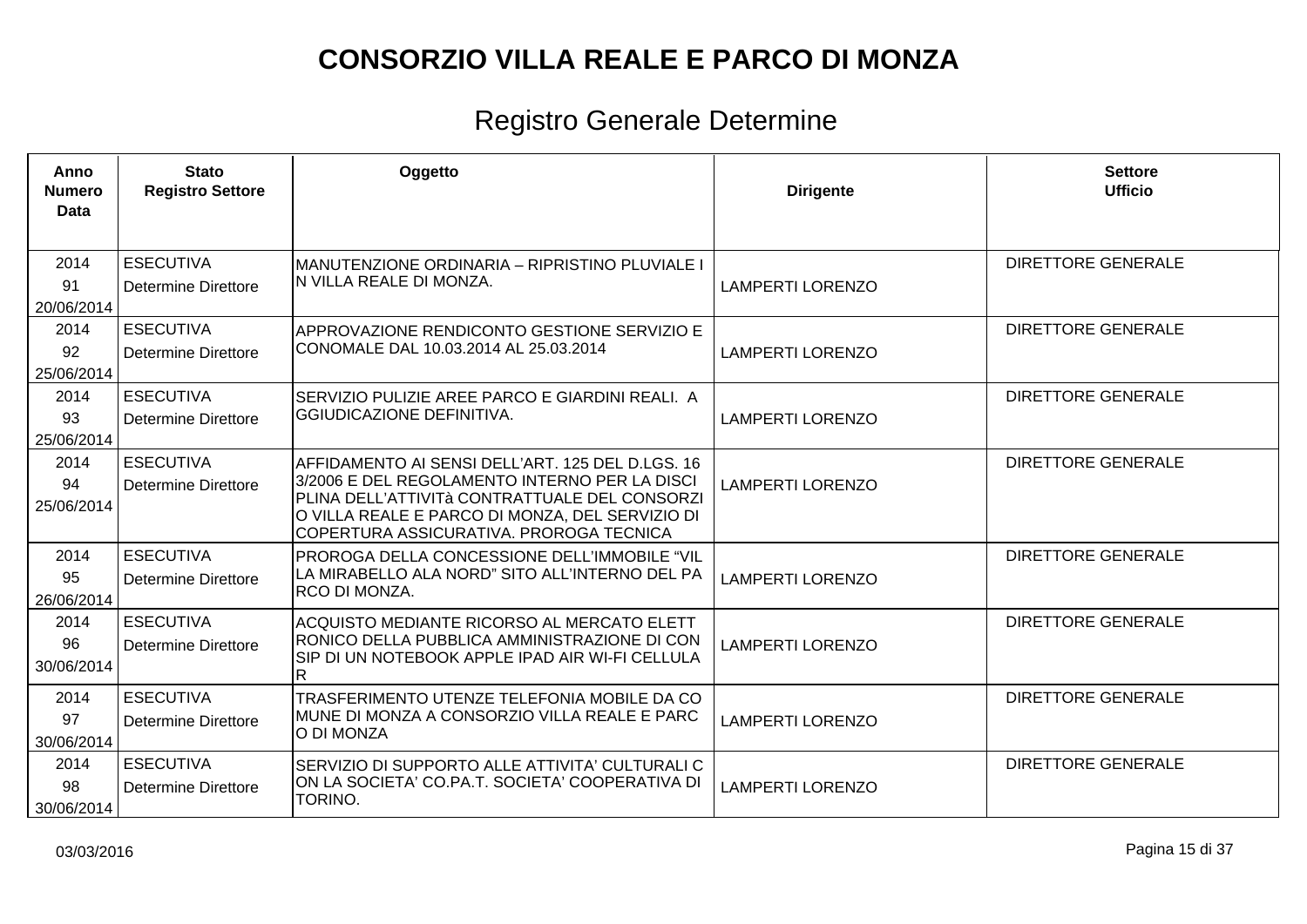# CONSORZIO VILLA REALE E PARCO DI MONZA

## Registro Generale Determine

| Anno Numero Data | Stato Registro Settore | Oggetto | Dirigente | Settore Ufficio |
|---|---|---|---|---|
| 2014 91 20/06/2014 | ESECUTIVA Determine Direttore | MANUTENZIONE ORDINARIA – RIPRISTINO PLUVIALE I N VILLA REALE DI MONZA. | LAMPERTI LORENZO | DIRETTORE GENERALE |
| 2014 92 25/06/2014 | ESECUTIVA Determine Direttore | APPROVAZIONE RENDICONTO GESTIONE SERVIZIO E CONOMALE DAL 10.03.2014 AL 25.03.2014 | LAMPERTI LORENZO | DIRETTORE GENERALE |
| 2014 93 25/06/2014 | ESECUTIVA Determine Direttore | SERVIZIO PULIZIE AREE PARCO E GIARDINI REALI. A GGIUDICAZIONE DEFINITIVA. | LAMPERTI LORENZO | DIRETTORE GENERALE |
| 2014 94 25/06/2014 | ESECUTIVA Determine Direttore | AFFIDAMENTO AI SENSI DELL'ART. 125 DEL D.LGS. 16 3/2006 E DEL REGOLAMENTO INTERNO PER LA DISCI PLINA DELL'ATTIVITà CONTRATTUALE DEL CONSORZI O VILLA REALE E PARCO DI MONZA, DEL SERVIZIO DI COPERTURA ASSICURATIVA. PROROGA TECNICA | LAMPERTI LORENZO | DIRETTORE GENERALE |
| 2014 95 26/06/2014 | ESECUTIVA Determine Direttore | PROROGA DELLA CONCESSIONE DELL'IMMOBILE "VIL LA MIRABELLO ALA NORD" SITO ALL'INTERNO DEL PA RCO DI MONZA. | LAMPERTI LORENZO | DIRETTORE GENERALE |
| 2014 96 30/06/2014 | ESECUTIVA Determine Direttore | ACQUISTO MEDIANTE RICORSO AL MERCATO ELETT RONICO DELLA PUBBLICA AMMINISTRAZIONE DI CON SIP DI UN NOTEBOOK APPLE IPAD AIR WI-FI CELLULA R | LAMPERTI LORENZO | DIRETTORE GENERALE |
| 2014 97 30/06/2014 | ESECUTIVA Determine Direttore | TRASFERIMENTO UTENZE TELEFONIA MOBILE DA CO MUNE DI MONZA A CONSORZIO VILLA REALE E PARC O DI MONZA | LAMPERTI LORENZO | DIRETTORE GENERALE |
| 2014 98 30/06/2014 | ESECUTIVA Determine Direttore | SERVIZIO DI SUPPORTO ALLE ATTIVITA' CULTURALI C ON LA SOCIETA' CO.PA.T. SOCIETA' COOPERATIVA DI TORINO. | LAMPERTI LORENZO | DIRETTORE GENERALE |

03/03/2016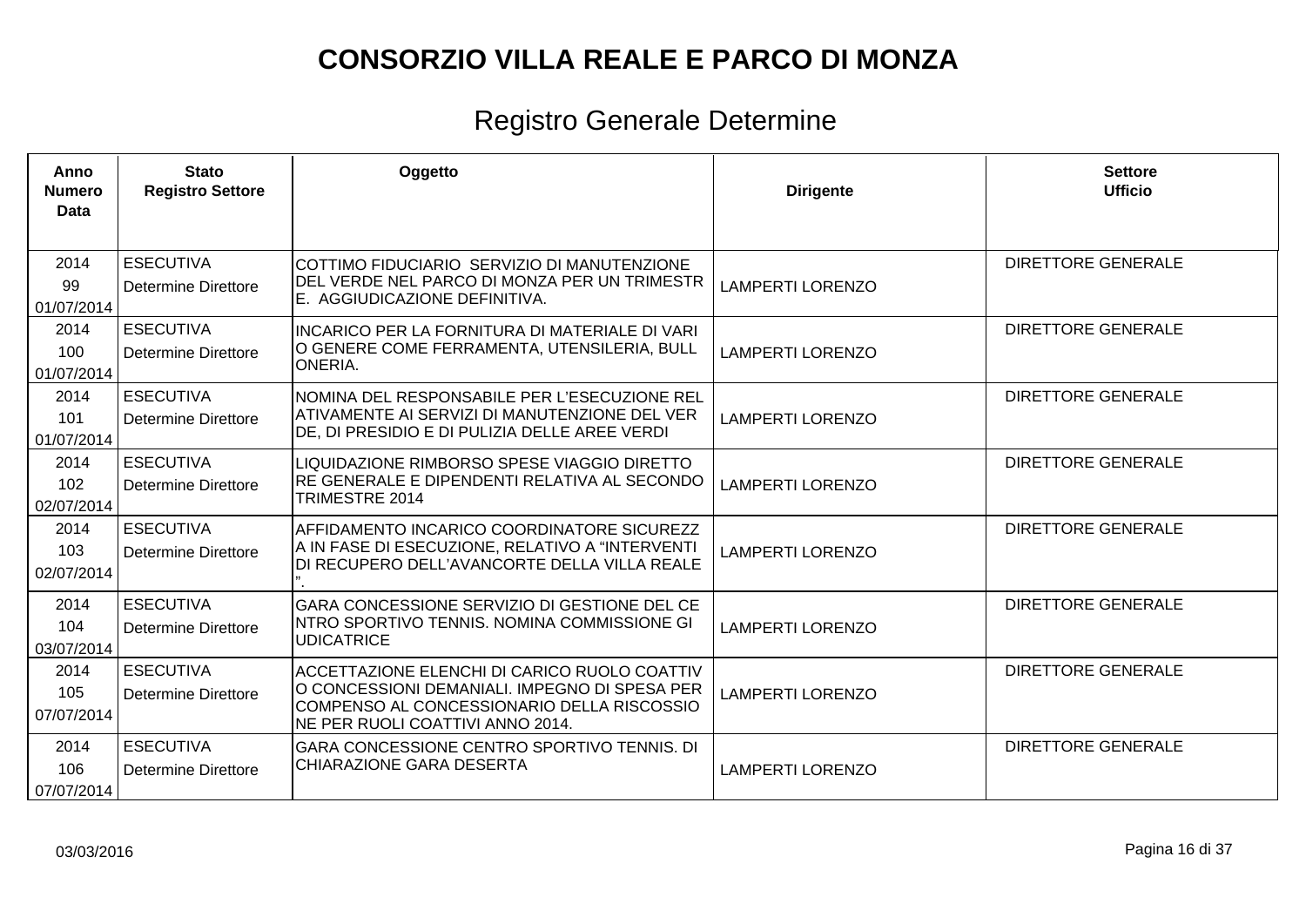# CONSORZIO VILLA REALE E PARCO DI MONZA

## Registro Generale Determine

| Anno Numero Data | Stato Registro Settore | Oggetto | Dirigente | Settore Ufficio |
|---|---|---|---|---|
| 2014 99 01/07/2014 | ESECUTIVA Determine Direttore | COTTIMO FIDUCIARIO SERVIZIO DI MANUTENZIONE DEL VERDE NEL PARCO DI MONZA PER UN TRIMESTRE. AGGIUDICAZIONE DEFINITIVA. | LAMPERTI LORENZO | DIRETTORE GENERALE |
| 2014 100 01/07/2014 | ESECUTIVA Determine Direttore | INCARICO PER LA FORNITURA DI MATERIALE DI VARIO GENERE COME FERRAMENTA, UTENSILERIA, BULLONERIA. | LAMPERTI LORENZO | DIRETTORE GENERALE |
| 2014 101 01/07/2014 | ESECUTIVA Determine Direttore | NOMINA DEL RESPONSABILE PER L'ESECUZIONE RELATIVAMENTE AI SERVIZI DI MANUTENZIONE DEL VERDE, DI PRESIDIO E DI PULIZIA DELLE AREE VERDI | LAMPERTI LORENZO | DIRETTORE GENERALE |
| 2014 102 02/07/2014 | ESECUTIVA Determine Direttore | LIQUIDAZIONE RIMBORSO SPESE VIAGGIO DIRETTORE GENERALE E DIPENDENTI RELATIVA AL SECONDO TRIMESTRE 2014 | LAMPERTI LORENZO | DIRETTORE GENERALE |
| 2014 103 02/07/2014 | ESECUTIVA Determine Direttore | AFFIDAMENTO INCARICO COORDINATORE SICUREZZA IN FASE DI ESECUZIONE, RELATIVO A "INTERVENTI DI RECUPERO DELL'AVANCORTE DELLA VILLA REALE". | LAMPERTI LORENZO | DIRETTORE GENERALE |
| 2014 104 03/07/2014 | ESECUTIVA Determine Direttore | GARA CONCESSIONE SERVIZIO DI GESTIONE DEL CENTRO SPORTIVO TENNIS. NOMINA COMMISSIONE GIUDICATRICE | LAMPERTI LORENZO | DIRETTORE GENERALE |
| 2014 105 07/07/2014 | ESECUTIVA Determine Direttore | ACCETTAZIONE ELENCHI DI CARICO RUOLO COATTIVO CONCESSIONI DEMANIALI. IMPEGNO DI SPESA PER COMPENSO AL CONCESSIONARIO DELLA RISCOSSIONE PER RUOLI COATTIVI ANNO 2014. | LAMPERTI LORENZO | DIRETTORE GENERALE |
| 2014 106 07/07/2014 | ESECUTIVA Determine Direttore | GARA CONCESSIONE CENTRO SPORTIVO TENNIS. DICHIARAZIONE GARA DESERTA | LAMPERTI LORENZO | DIRETTORE GENERALE |

03/03/2016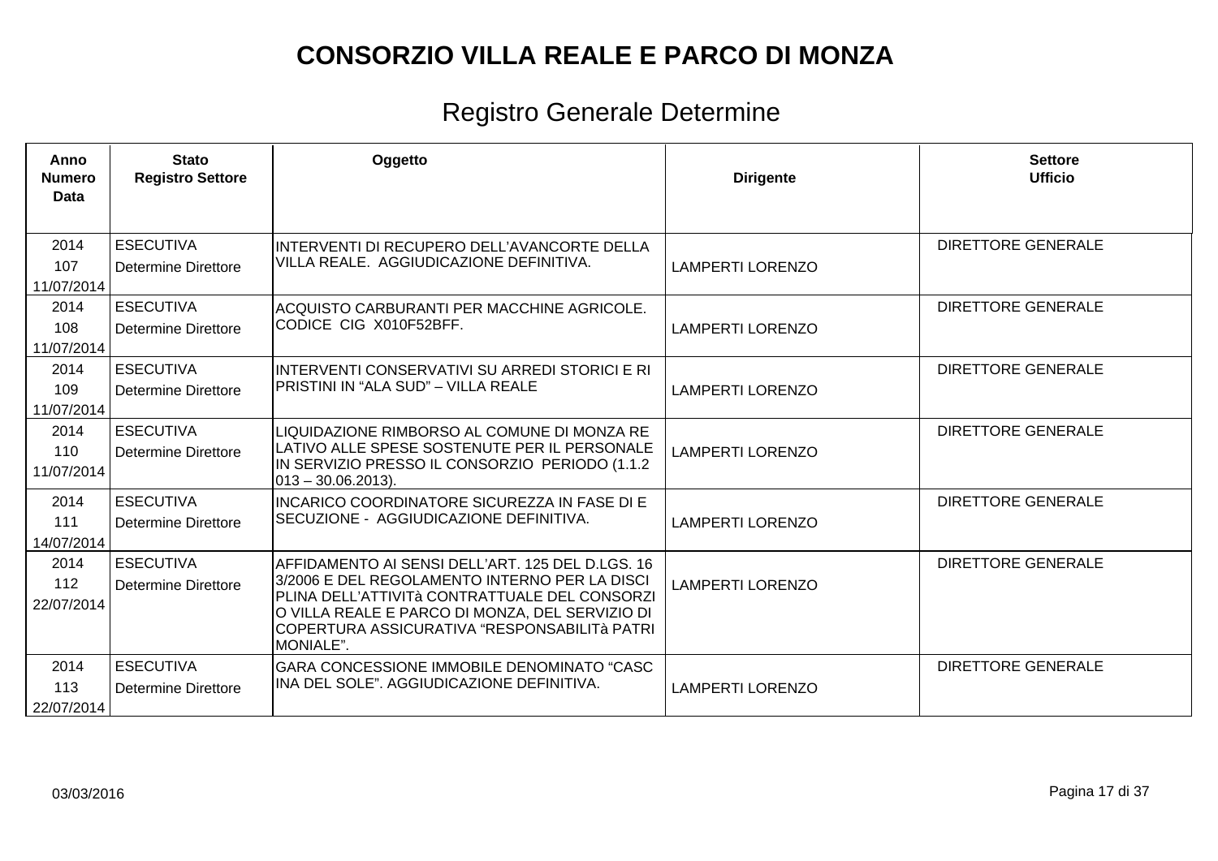# CONSORZIO VILLA REALE E PARCO DI MONZA

## Registro Generale Determine

| Anno Numero Data | Stato Registro Settore | Oggetto | Dirigente | Settore Ufficio |
|---|---|---|---|---|
| 2014 107 11/07/2014 | ESECUTIVA Determine Direttore | INTERVENTI DI RECUPERO DELL'AVANCORTE DELLA VILLA REALE. AGGIUDICAZIONE DEFINITIVA. | LAMPERTI LORENZO | DIRETTORE GENERALE |
| 2014 108 11/07/2014 | ESECUTIVA Determine Direttore | ACQUISTO CARBURANTI PER MACCHINE AGRICOLE. CODICE CIG X010F52BFF. | LAMPERTI LORENZO | DIRETTORE GENERALE |
| 2014 109 11/07/2014 | ESECUTIVA Determine Direttore | INTERVENTI CONSERVATIVI SU ARREDI STORICI E RI PRISTINI IN "ALA SUD" – VILLA REALE | LAMPERTI LORENZO | DIRETTORE GENERALE |
| 2014 110 11/07/2014 | ESECUTIVA Determine Direttore | LIQUIDAZIONE RIMBORSO AL COMUNE DI MONZA RE LATIVO ALLE SPESE SOSTENUTE PER IL PERSONALE IN SERVIZIO PRESSO IL CONSORZIO PERIODO (1.1.2 013 – 30.06.2013). | LAMPERTI LORENZO | DIRETTORE GENERALE |
| 2014 111 14/07/2014 | ESECUTIVA Determine Direttore | INCARICO COORDINATORE SICUREZZA IN FASE DI E SECUZIONE - AGGIUDICAZIONE DEFINITIVA. | LAMPERTI LORENZO | DIRETTORE GENERALE |
| 2014 112 22/07/2014 | ESECUTIVA Determine Direttore | AFFIDAMENTO AI SENSI DELL'ART. 125 DEL D.LGS. 16 3/2006 E DEL REGOLAMENTO INTERNO PER LA DISCI PLINA DELL'ATTIVITà CONTRATTUALE DEL CONSORZI O VILLA REALE E PARCO DI MONZA, DEL SERVIZIO DI COPERTURA ASSICURATIVA "RESPONSABILITà PATRI MONIALE". | LAMPERTI LORENZO | DIRETTORE GENERALE |
| 2014 113 22/07/2014 | ESECUTIVA Determine Direttore | GARA CONCESSIONE IMMOBILE DENOMINATO "CASC INA DEL SOLE". AGGIUDICAZIONE DEFINITIVA. | LAMPERTI LORENZO | DIRETTORE GENERALE |

03/03/2016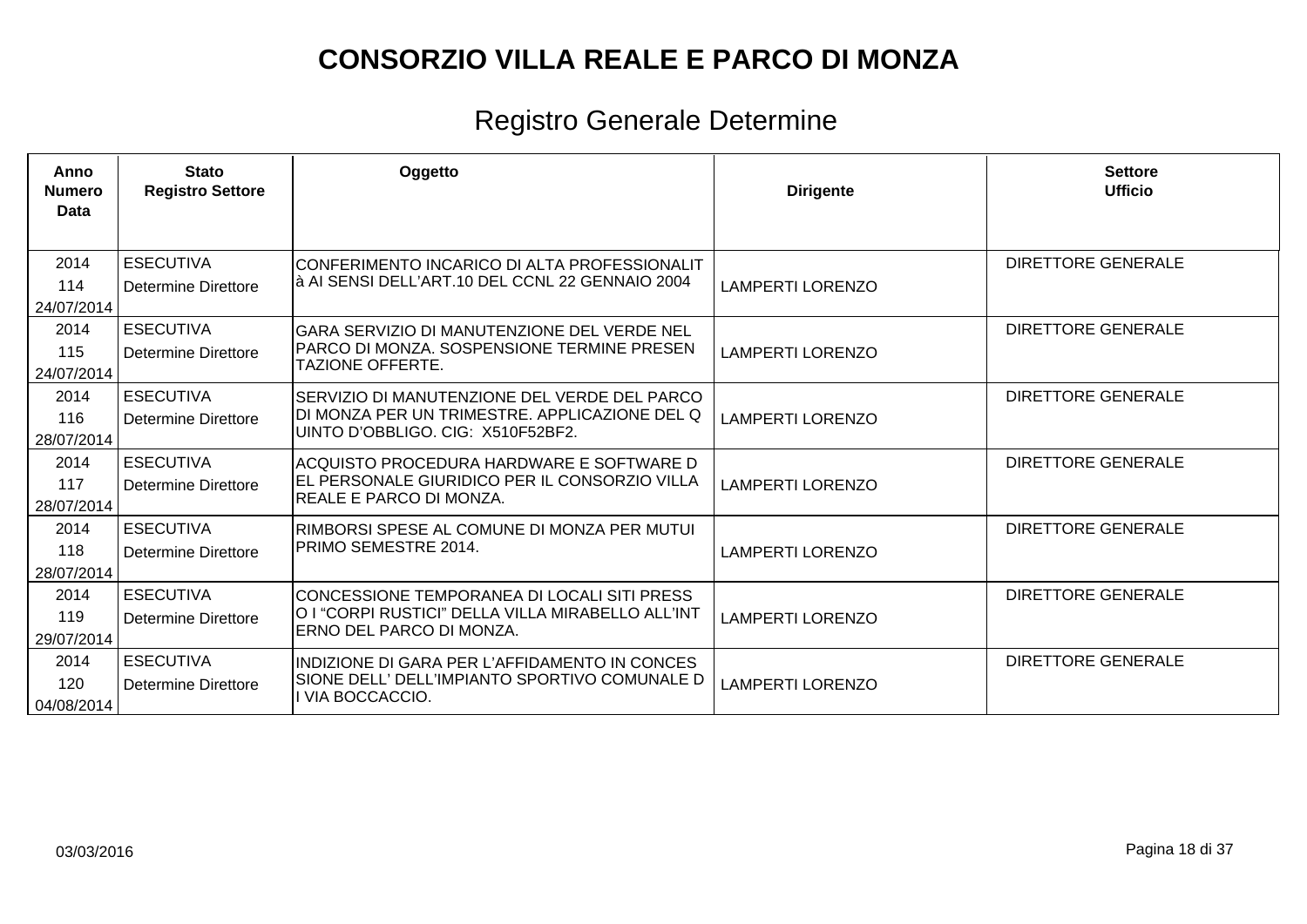# CONSORZIO VILLA REALE E PARCO DI MONZA

## Registro Generale Determine

| Anno<br>Numero<br>Data | Stato<br>Registro Settore | Oggetto | Dirigente | Settore<br>Ufficio |
|---|---|---|---|---|
| 2014<br>114<br>24/07/2014 | ESECUTIVA<br>Determine Direttore | CONFERIMENTO INCARICO DI ALTA PROFESSIONALITà AI SENSI DELL'ART.10 DEL CCNL 22 GENNAIO 2004 | LAMPERTI LORENZO | DIRETTORE GENERALE |
| 2014<br>115<br>24/07/2014 | ESECUTIVA<br>Determine Direttore | GARA SERVIZIO DI MANUTENZIONE DEL VERDE NEL PARCO DI MONZA. SOSPENSIONE TERMINE PRESENTAZIONE OFFERTE. | LAMPERTI LORENZO | DIRETTORE GENERALE |
| 2014<br>116<br>28/07/2014 | ESECUTIVA<br>Determine Direttore | SERVIZIO DI MANUTENZIONE DEL VERDE DEL PARCO DI MONZA PER UN TRIMESTRE. APPLICAZIONE DEL QUINTO D'OBBLIGO. CIG: X510F52BF2. | LAMPERTI LORENZO | DIRETTORE GENERALE |
| 2014<br>117<br>28/07/2014 | ESECUTIVA<br>Determine Direttore | ACQUISTO PROCEDURA HARDWARE E SOFTWARE DEL PERSONALE GIURIDICO PER IL CONSORZIO VILLA REALE E PARCO DI MONZA. | LAMPERTI LORENZO | DIRETTORE GENERALE |
| 2014<br>118<br>28/07/2014 | ESECUTIVA<br>Determine Direttore | RIMBORSI SPESE AL COMUNE DI MONZA PER MUTUI PRIMO SEMESTRE 2014. | LAMPERTI LORENZO | DIRETTORE GENERALE |
| 2014<br>119<br>29/07/2014 | ESECUTIVA<br>Determine Direttore | CONCESSIONE TEMPORANEA DI LOCALI SITI PRESSO I "CORPI RUSTICI" DELLA VILLA MIRABELLO ALL'INTERNO DEL PARCO DI MONZA. | LAMPERTI LORENZO | DIRETTORE GENERALE |
| 2014<br>120<br>04/08/2014 | ESECUTIVA<br>Determine Direttore | INDIZIONE DI GARA PER L'AFFIDAMENTO IN CONCESSIONE DELL' DELL'IMPIANTO SPORTIVO COMUNALE DI VIA BOCCACCIO. | LAMPERTI LORENZO | DIRETTORE GENERALE |

03/03/2016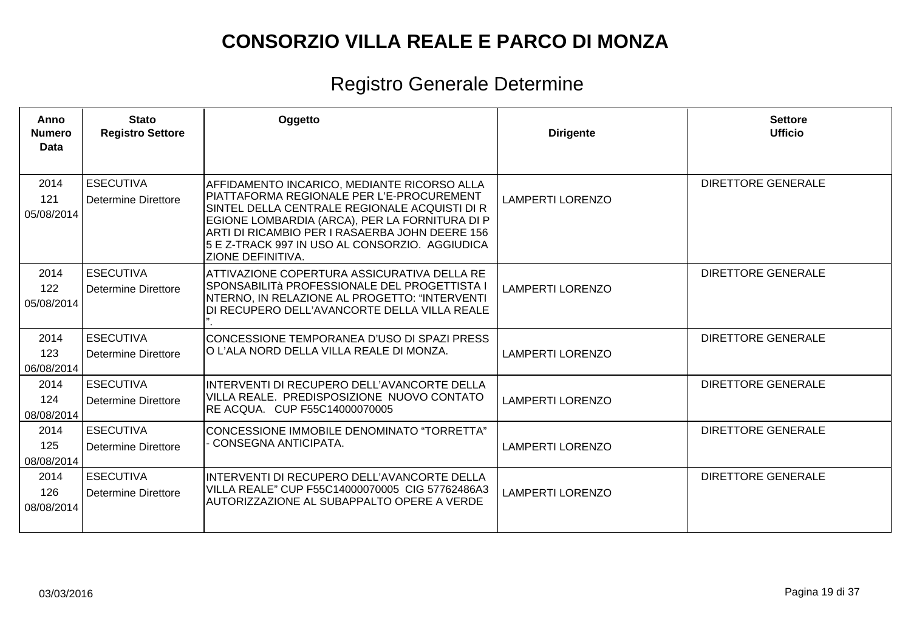# CONSORZIO VILLA REALE E PARCO DI MONZA

## Registro Generale Determine

| Anno Numero Data | Stato Registro Settore | Oggetto | Dirigente | Settore Ufficio |
|---|---|---|---|---|
| 2014 121 05/08/2014 | ESECUTIVA Determine Direttore | AFFIDAMENTO INCARICO, MEDIANTE RICORSO ALLA PIATTAFORMA REGIONALE PER L'E-PROCUREMENT SINTEL DELLA CENTRALE REGIONALE ACQUISTI DI REGIONE LOMBARDIA (ARCA), PER LA FORNITURA DI PARTI DI RICAMBIO PER I RASAERBA JOHN DEERE 1565 E Z-TRACK 997 IN USO AL CONSORZIO. AGGIUDICAZIONE DEFINITIVA. | LAMPERTI LORENZO | DIRETTORE GENERALE |
| 2014 122 05/08/2014 | ESECUTIVA Determine Direttore | ATTIVAZIONE COPERTURA ASSICURATIVA DELLA RESPONSABILITà PROFESSIONALE DEL PROGETTISTA INTERNO, IN RELAZIONE AL PROGETTO: "INTERVENTI DI RECUPERO DELL'AVANCORTE DELLA VILLA REALE". | LAMPERTI LORENZO | DIRETTORE GENERALE |
| 2014 123 06/08/2014 | ESECUTIVA Determine Direttore | CONCESSIONE TEMPORANEA D'USO DI SPAZI PRESSO L'ALA NORD DELLA VILLA REALE DI MONZA. | LAMPERTI LORENZO | DIRETTORE GENERALE |
| 2014 124 08/08/2014 | ESECUTIVA Determine Direttore | INTERVENTI DI RECUPERO DELL'AVANCORTE DELLA VILLA REALE. PREDISPOSIZIONE NUOVO CONTATORE ACQUA. CUP F55C14000070005 | LAMPERTI LORENZO | DIRETTORE GENERALE |
| 2014 125 08/08/2014 | ESECUTIVA Determine Direttore | CONCESSIONE IMMOBILE DENOMINATO "TORRETTA" - CONSEGNA ANTICIPATA. | LAMPERTI LORENZO | DIRETTORE GENERALE |
| 2014 126 08/08/2014 | ESECUTIVA Determine Direttore | INTERVENTI DI RECUPERO DELL'AVANCORTE DELLA VILLA REALE" CUP F55C14000070005 CIG 57762486A3 AUTORIZZAZIONE AL SUBAPPALTO OPERE A VERDE | LAMPERTI LORENZO | DIRETTORE GENERALE |

03/03/2016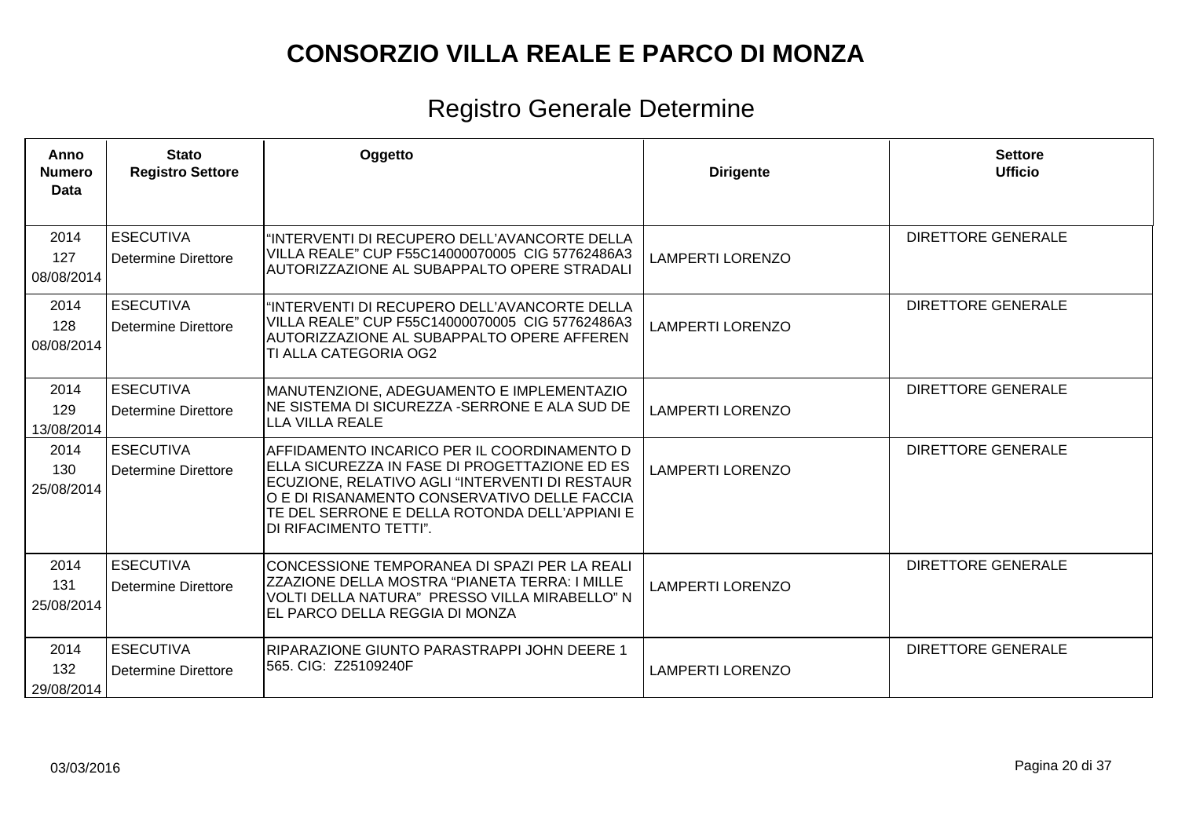# CONSORZIO VILLA REALE E PARCO DI MONZA

## Registro Generale Determine

| Anno Numero Data | Stato Registro Settore | Oggetto | Dirigente | Settore Ufficio |
|---|---|---|---|---|
| 2014 127 08/08/2014 | ESECUTIVA Determine Direttore | "INTERVENTI DI RECUPERO DELL'AVANCORTE DELLA VILLA REALE" CUP F55C14000070005 CIG 57762486A3 AUTORIZZAZIONE AL SUBAPPALTO OPERE STRADALI | LAMPERTI LORENZO | DIRETTORE GENERALE |
| 2014 128 08/08/2014 | ESECUTIVA Determine Direttore | "INTERVENTI DI RECUPERO DELL'AVANCORTE DELLA VILLA REALE" CUP F55C14000070005 CIG 57762486A3 AUTORIZZAZIONE AL SUBAPPALTO OPERE AFFEREN TI ALLA CATEGORIA OG2 | LAMPERTI LORENZO | DIRETTORE GENERALE |
| 2014 129 13/08/2014 | ESECUTIVA Determine Direttore | MANUTENZIONE, ADEGUAMENTO E IMPLEMENTAZIO NE SISTEMA DI SICUREZZA -SERRONE E ALA SUD DE LLA VILLA REALE | LAMPERTI LORENZO | DIRETTORE GENERALE |
| 2014 130 25/08/2014 | ESECUTIVA Determine Direttore | AFFIDAMENTO INCARICO PER IL COORDINAMENTO D ELLA SICUREZZA IN FASE DI PROGETTAZIONE ED ES ECUZIONE, RELATIVO AGLI "INTERVENTI DI RESTAUR O E DI RISANAMENTO CONSERVATIVO DELLE FACCIA TE DEL SERRONE E DELLA ROTONDA DELL'APPIANI E DI RIFACIMENTO TETTI". | LAMPERTI LORENZO | DIRETTORE GENERALE |
| 2014 131 25/08/2014 | ESECUTIVA Determine Direttore | CONCESSIONE TEMPORANEA DI SPAZI PER LA REALI ZZAZIONE DELLA MOSTRA "PIANETA TERRA: I MILLE VOLTI DELLA NATURA" PRESSO VILLA MIRABELLO" N EL PARCO DELLA REGGIA DI MONZA | LAMPERTI LORENZO | DIRETTORE GENERALE |
| 2014 132 29/08/2014 | ESECUTIVA Determine Direttore | RIPARAZIONE GIUNTO PARASTRAPPI JOHN DEERE 1 565. CIG: Z25109240F | LAMPERTI LORENZO | DIRETTORE GENERALE |

03/03/2016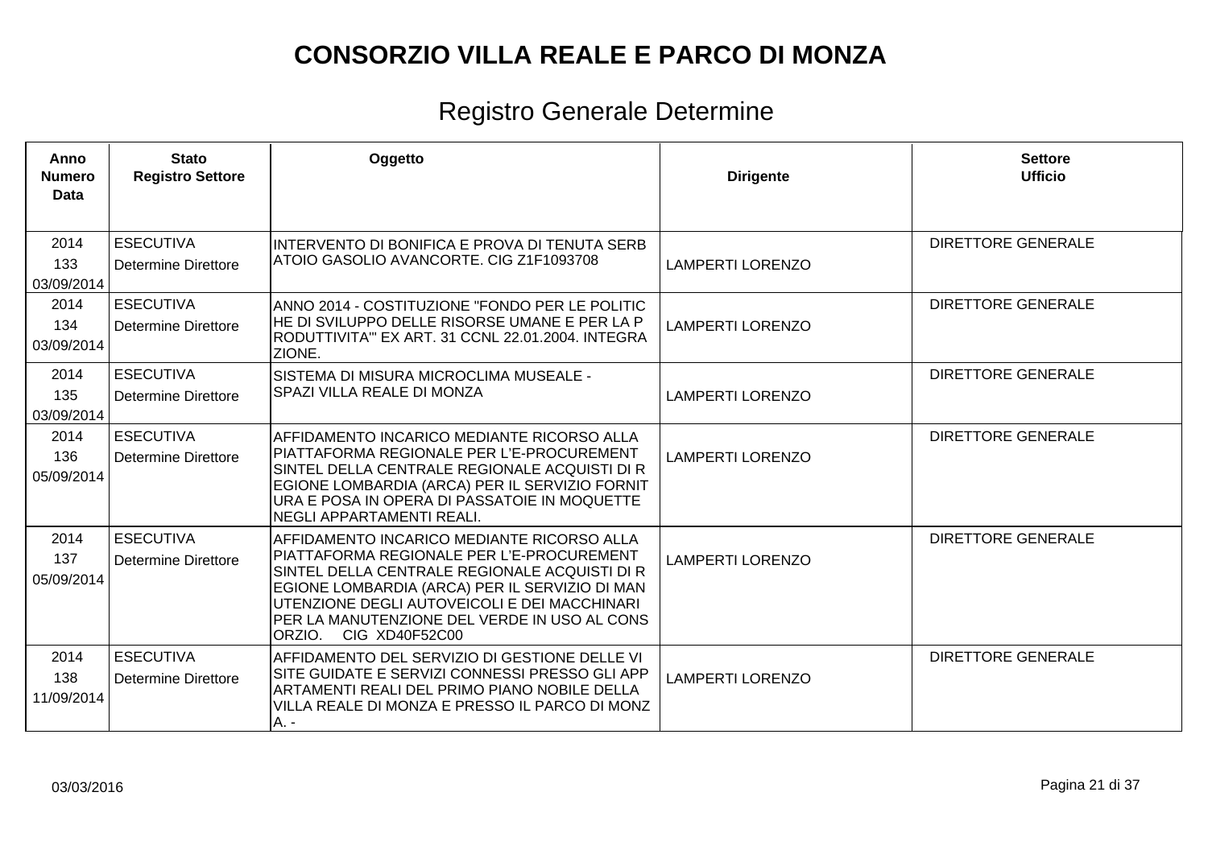# CONSORZIO VILLA REALE E PARCO DI MONZA

## Registro Generale Determine

| Anno Numero Data | Stato Registro Settore | Oggetto | Dirigente | Settore Ufficio |
|---|---|---|---|---|
| 2014 133 03/09/2014 | ESECUTIVA Determine Direttore | INTERVENTO DI BONIFICA E PROVA DI TENUTA SERB ATOIO GASOLIO AVANCORTE. CIG Z1F1093708 | LAMPERTI LORENZO | DIRETTORE GENERALE |
| 2014 134 03/09/2014 | ESECUTIVA Determine Direttore | ANNO 2014 - COSTITUZIONE "FONDO PER LE POLITIC HE DI SVILUPPO DELLE RISORSE UMANE E PER LA P RODUTTIVITA'" EX ART. 31 CCNL 22.01.2004. INTEGRA ZIONE. | LAMPERTI LORENZO | DIRETTORE GENERALE |
| 2014 135 03/09/2014 | ESECUTIVA Determine Direttore | SISTEMA DI MISURA MICROCLIMA MUSEALE - SPAZI VILLA REALE DI MONZA | LAMPERTI LORENZO | DIRETTORE GENERALE |
| 2014 136 05/09/2014 | ESECUTIVA Determine Direttore | AFFIDAMENTO INCARICO MEDIANTE RICORSO ALLA PIATTAFORMA REGIONALE PER L'E-PROCUREMENT SINTEL DELLA CENTRALE REGIONALE ACQUISTI DI R EGIONE LOMBARDIA (ARCA) PER IL SERVIZIO FORNIT URA E POSA IN OPERA DI PASSATOIE IN MOQUETTE NEGLI APPARTAMENTI REALI. | LAMPERTI LORENZO | DIRETTORE GENERALE |
| 2014 137 05/09/2014 | ESECUTIVA Determine Direttore | AFFIDAMENTO INCARICO MEDIANTE RICORSO ALLA PIATTAFORMA REGIONALE PER L'E-PROCUREMENT SINTEL DELLA CENTRALE REGIONALE ACQUISTI DI R EGIONE LOMBARDIA (ARCA) PER IL SERVIZIO DI MAN UTENZIONE DEGLI AUTOVEICOLI E DEI MACCHINARI PER LA MANUTENZIONE DEL VERDE IN USO AL CONS ORZIO. CIG XD40F52C00 | LAMPERTI LORENZO | DIRETTORE GENERALE |
| 2014 138 11/09/2014 | ESECUTIVA Determine Direttore | AFFIDAMENTO DEL SERVIZIO DI GESTIONE DELLE VI SITE GUIDATE E SERVIZI CONNESSI PRESSO GLI APP ARTAMENTI REALI DEL PRIMO PIANO NOBILE DELLA VILLA REALE DI MONZA E PRESSO IL PARCO DI MONZ A. - | LAMPERTI LORENZO | DIRETTORE GENERALE |

03/03/2016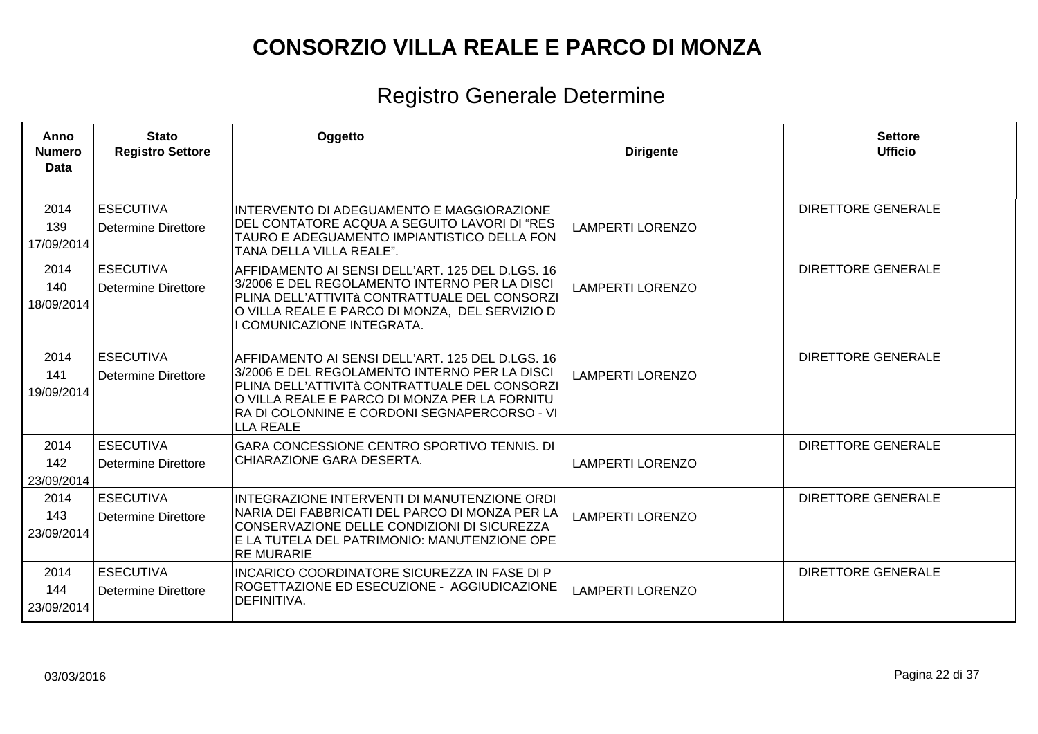# CONSORZIO VILLA REALE E PARCO DI MONZA

## Registro Generale Determine

| Anno<br>Numero<br>Data | Stato<br>Registro Settore | Oggetto | Dirigente | Settore<br>Ufficio |
|---|---|---|---|---|
| 2014<br>139<br>17/09/2014 | ESECUTIVA<br>Determine Direttore | INTERVENTO DI ADEGUAMENTO E MAGGIORAZIONE DEL CONTATORE ACQUA A SEGUITO LAVORI DI "RES TAURO E ADEGUAMENTO IMPIANTISTICO DELLA FON TANA DELLA VILLA REALE". | LAMPERTI LORENZO | DIRETTORE GENERALE |
| 2014<br>140<br>18/09/2014 | ESECUTIVA<br>Determine Direttore | AFFIDAMENTO AI SENSI DELL'ART. 125 DEL D.LGS. 16 3/2006 E DEL REGOLAMENTO INTERNO PER LA DISCI PLINA DELL'ATTIVITà CONTRATTUALE DEL CONSORZI O VILLA REALE E PARCO DI MONZA, DEL SERVIZIO D I COMUNICAZIONE INTEGRATA. | LAMPERTI LORENZO | DIRETTORE GENERALE |
| 2014<br>141<br>19/09/2014 | ESECUTIVA<br>Determine Direttore | AFFIDAMENTO AI SENSI DELL'ART. 125 DEL D.LGS. 16 3/2006 E DEL REGOLAMENTO INTERNO PER LA DISCI PLINA DELL'ATTIVITà CONTRATTUALE DEL CONSORZI O VILLA REALE E PARCO DI MONZA PER LA FORNITU RA DI COLONNINE E CORDONI SEGNAPERCORSO - VI LLA REALE | LAMPERTI LORENZO | DIRETTORE GENERALE |
| 2014<br>142<br>23/09/2014 | ESECUTIVA<br>Determine Direttore | GARA CONCESSIONE CENTRO SPORTIVO TENNIS. DI CHIARAZIONE GARA DESERTA. | LAMPERTI LORENZO | DIRETTORE GENERALE |
| 2014<br>143<br>23/09/2014 | ESECUTIVA<br>Determine Direttore | INTEGRAZIONE INTERVENTI DI MANUTENZIONE ORDI NARIA DEI FABBRICATI DEL PARCO DI MONZA PER LA CONSERVAZIONE DELLE CONDIZIONI DI SICUREZZA E LA TUTELA DEL PATRIMONIO: MANUTENZIONE OPE RE MURARIE | LAMPERTI LORENZO | DIRETTORE GENERALE |
| 2014<br>144<br>23/09/2014 | ESECUTIVA<br>Determine Direttore | INCARICO COORDINATORE SICUREZZA IN FASE DI P ROGETTAZIONE ED ESECUZIONE - AGGIUDICAZIONE DEFINITIVA. | LAMPERTI LORENZO | DIRETTORE GENERALE |

03/03/2016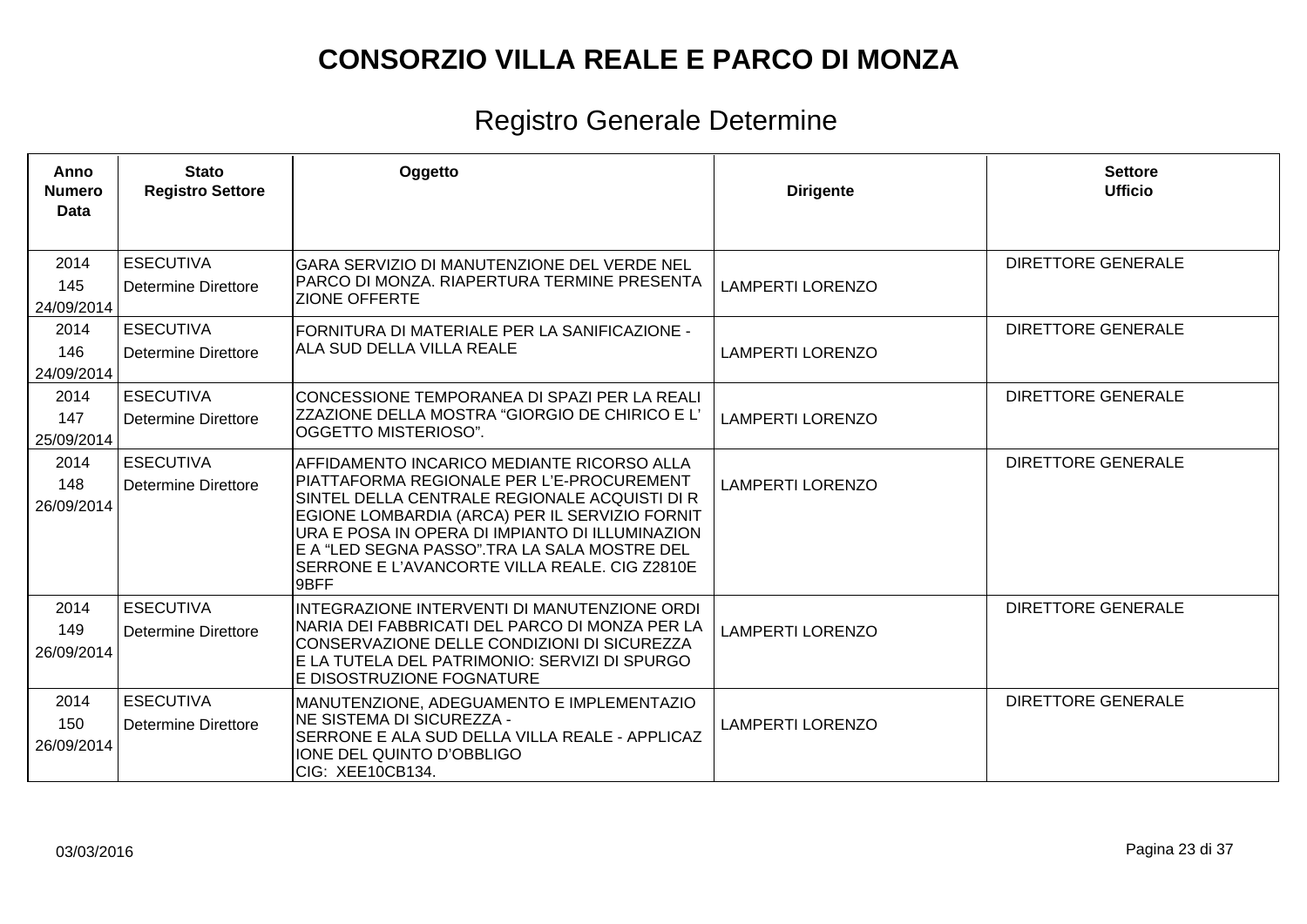# CONSORZIO VILLA REALE E PARCO DI MONZA

## Registro Generale Determine

| Anno Numero Data | Stato Registro Settore | Oggetto | Dirigente | Settore Ufficio |
|---|---|---|---|---|
| 2014 145 24/09/2014 | ESECUTIVA Determine Direttore | GARA SERVIZIO DI MANUTENZIONE DEL VERDE NEL PARCO DI MONZA. RIAPERTURA TERMINE PRESENTA ZIONE OFFERTE | LAMPERTI LORENZO | DIRETTORE GENERALE |
| 2014 146 24/09/2014 | ESECUTIVA Determine Direttore | FORNITURA DI MATERIALE PER LA SANIFICAZIONE - ALA SUD DELLA VILLA REALE | LAMPERTI LORENZO | DIRETTORE GENERALE |
| 2014 147 25/09/2014 | ESECUTIVA Determine Direttore | CONCESSIONE TEMPORANEA DI SPAZI PER LA REALI ZZAZIONE DELLA MOSTRA “GIORGIO DE CHIRICO E L’ OGGETTO MISTERIOSO”. | LAMPERTI LORENZO | DIRETTORE GENERALE |
| 2014 148 26/09/2014 | ESECUTIVA Determine Direttore | AFFIDAMENTO INCARICO MEDIANTE RICORSO ALLA PIATTAFORMA REGIONALE PER L’E-PROCUREMENT SINTEL DELLA CENTRALE REGIONALE ACQUISTI DI R EGIONE LOMBARDIA (ARCA) PER IL SERVIZIO FORNIT URA E POSA IN OPERA DI IMPIANTO DI ILLUMINAZION E A “LED SEGNA PASSO”.TRA LA SALA MOSTRE DEL SERRONE E L’AVANCORTE VILLA REALE. CIG Z2810E 9BFF | LAMPERTI LORENZO | DIRETTORE GENERALE |
| 2014 149 26/09/2014 | ESECUTIVA Determine Direttore | INTEGRAZIONE INTERVENTI DI MANUTENZIONE ORDI NARIA DEI FABBRICATI DEL PARCO DI MONZA PER LA CONSERVAZIONE DELLE CONDIZIONI DI SICUREZZA E LA TUTELA DEL PATRIMONIO: SERVIZI DI SPURGO E DISOSTRUZIONE FOGNATURE | LAMPERTI LORENZO | DIRETTORE GENERALE |
| 2014 150 26/09/2014 | ESECUTIVA Determine Direttore | MANUTENZIONE, ADEGUAMENTO E IMPLEMENTAZIO NE SISTEMA DI SICUREZZA - SERRONE E ALA SUD DELLA VILLA REALE - APPLICAZ IONE DEL QUINTO D’OBBLIGO CIG: XEE10CB134. | LAMPERTI LORENZO | DIRETTORE GENERALE |

03/03/2016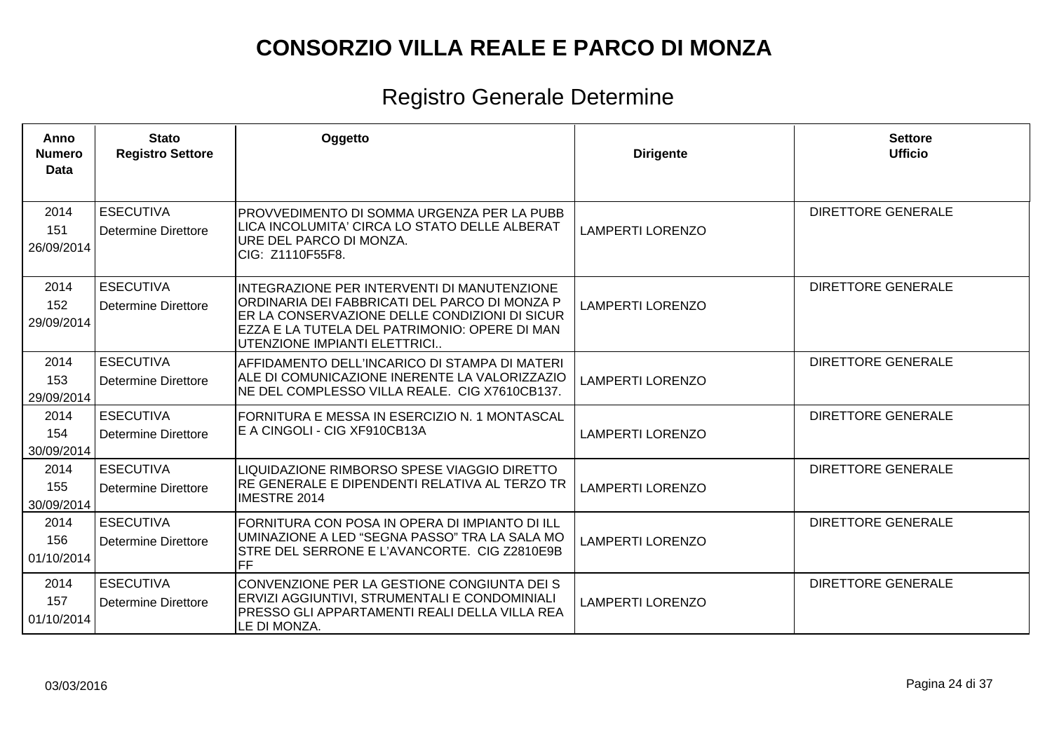# CONSORZIO VILLA REALE E PARCO DI MONZA

## Registro Generale Determine

| Anno<br>Numero<br>Data | Stato<br>Registro Settore | Oggetto | Dirigente | Settore<br>Ufficio |
|---|---|---|---|---|
| 2014<br>151<br>26/09/2014 | ESECUTIVA<br>Determine Direttore | PROVVEDIMENTO DI SOMMA URGENZA PER LA PUBBLICA INCOLUMITA' CIRCA LO STATO DELLE ALBERATURE DEL PARCO DI MONZA.<br>CIG: Z1110F55F8. | LAMPERTI LORENZO | DIRETTORE GENERALE |
| 2014<br>152<br>29/09/2014 | ESECUTIVA<br>Determine Direttore | INTEGRAZIONE PER INTERVENTI DI MANUTENZIONE ORDINARIA DEI FABBRICATI DEL PARCO DI MONZA PER LA CONSERVAZIONE DELLE CONDIZIONI DI SICUREZZA E LA TUTELA DEL PATRIMONIO: OPERE DI MANUTENZIONE IMPIANTI ELETTRICI.. | LAMPERTI LORENZO | DIRETTORE GENERALE |
| 2014<br>153<br>29/09/2014 | ESECUTIVA<br>Determine Direttore | AFFIDAMENTO DELL'INCARICO DI STAMPA DI MATERIALE DI COMUNICAZIONE INERENTE LA VALORIZZAZIONE DEL COMPLESSO VILLA REALE. CIG X7610CB137. | LAMPERTI LORENZO | DIRETTORE GENERALE |
| 2014<br>154<br>30/09/2014 | ESECUTIVA<br>Determine Direttore | FORNITURA E MESSA IN ESERCIZIO N. 1 MONTASCALE A CINGOLI - CIG XF910CB13A | LAMPERTI LORENZO | DIRETTORE GENERALE |
| 2014<br>155<br>30/09/2014 | ESECUTIVA<br>Determine Direttore | LIQUIDAZIONE RIMBORSO SPESE VIAGGIO DIRETTORE GENERALE E DIPENDENTI RELATIVA AL TERZO TRIMESTRE 2014 | LAMPERTI LORENZO | DIRETTORE GENERALE |
| 2014<br>156<br>01/10/2014 | ESECUTIVA<br>Determine Direttore | FORNITURA CON POSA IN OPERA DI IMPIANTO DI ILLUMINAZIONE A LED "SEGNA PASSO" TRA LA SALA MOSTRE DEL SERRONE E L'AVANCORTE. CIG Z2810E9BFF | LAMPERTI LORENZO | DIRETTORE GENERALE |
| 2014<br>157<br>01/10/2014 | ESECUTIVA<br>Determine Direttore | CONVENZIONE PER LA GESTIONE CONGIUNTA DEI SERVIZI AGGIUNTIVI, STRUMENTALI E CONDOMINIALI PRESSO GLI APPARTAMENTI REALI DELLA VILLA REALE DI MONZA. | LAMPERTI LORENZO | DIRETTORE GENERALE |

03/03/2016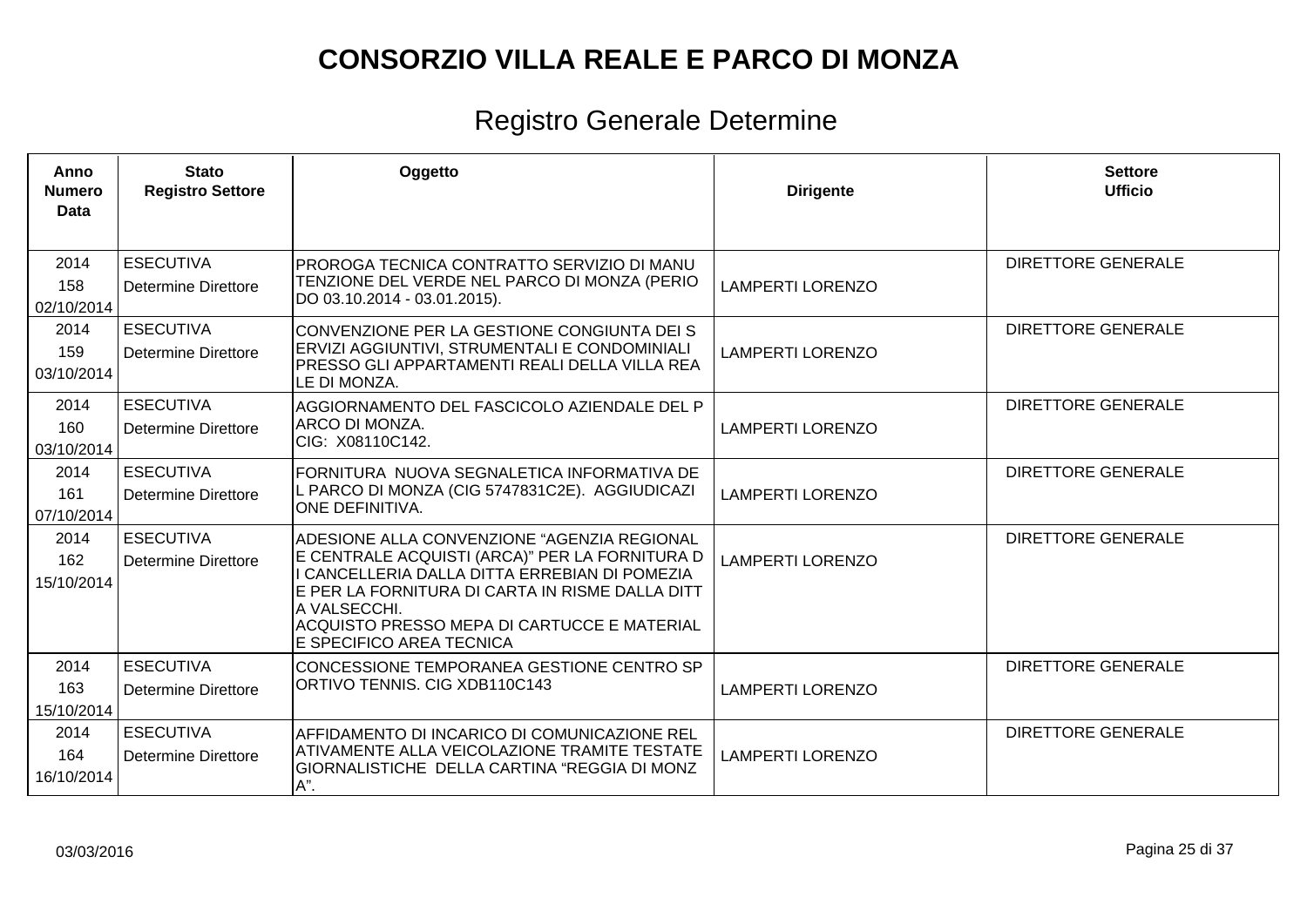# CONSORZIO VILLA REALE E PARCO DI MONZA

## Registro Generale Determine

| Anno<br>Numero<br>Data | Stato<br>Registro Settore | Oggetto | Dirigente | Settore<br>Ufficio |
|---|---|---|---|---|
| 2014<br>158<br>02/10/2014 | ESECUTIVA<br>Determine Direttore | PROROGA TECNICA CONTRATTO SERVIZIO DI MANUTENZIONE DEL VERDE NEL PARCO DI MONZA (PERIODO 03.10.2014 - 03.01.2015). | LAMPERTI LORENZO | DIRETTORE GENERALE |
| 2014<br>159<br>03/10/2014 | ESECUTIVA<br>Determine Direttore | CONVENZIONE PER LA GESTIONE CONGIUNTA DEI SERVIZI AGGIUNTIVI, STRUMENTALI E CONDOMINIALI PRESSO GLI APPARTAMENTI REALI DELLA VILLA REALE DI MONZA. | LAMPERTI LORENZO | DIRETTORE GENERALE |
| 2014<br>160<br>03/10/2014 | ESECUTIVA<br>Determine Direttore | AGGIORNAMENTO DEL FASCICOLO AZIENDALE DEL PARCO DI MONZA.<br>CIG: X08110C142. | LAMPERTI LORENZO | DIRETTORE GENERALE |
| 2014<br>161<br>07/10/2014 | ESECUTIVA<br>Determine Direttore | FORNITURA NUOVA SEGNALETICA INFORMATIVA DEL PARCO DI MONZA (CIG 5747831C2E). AGGIUDICAZIONE DEFINITIVA. | LAMPERTI LORENZO | DIRETTORE GENERALE |
| 2014<br>162<br>15/10/2014 | ESECUTIVA<br>Determine Direttore | ADESIONE ALLA CONVENZIONE “AGENZIA REGIONALE CENTRALE ACQUISTI (ARCA)” PER LA FORNITURA DI CANCELLERIA DALLA DITTA ERREBIAN DI POMEZIA E PER LA FORNITURA DI CARTA IN RISME DALLA DITTA VALSECCHI.<br>ACQUISTO PRESSO MEPA DI CARTUCCE E MATERIALE SPECIFICO AREA TECNICA | LAMPERTI LORENZO | DIRETTORE GENERALE |
| 2014<br>163<br>15/10/2014 | ESECUTIVA<br>Determine Direttore | CONCESSIONE TEMPORANEA GESTIONE CENTRO SPORTIVO TENNIS. CIG XDB110C143 | LAMPERTI LORENZO | DIRETTORE GENERALE |
| 2014<br>164<br>16/10/2014 | ESECUTIVA<br>Determine Direttore | AFFIDAMENTO DI INCARICO DI COMUNICAZIONE RELATIVAMENTE ALLA VEICOLAZIONE TRAMITE TESTATE GIORNALISTICHE DELLA CARTINA “REGGIA DI MONZA”. | LAMPERTI LORENZO | DIRETTORE GENERALE |

03/03/2016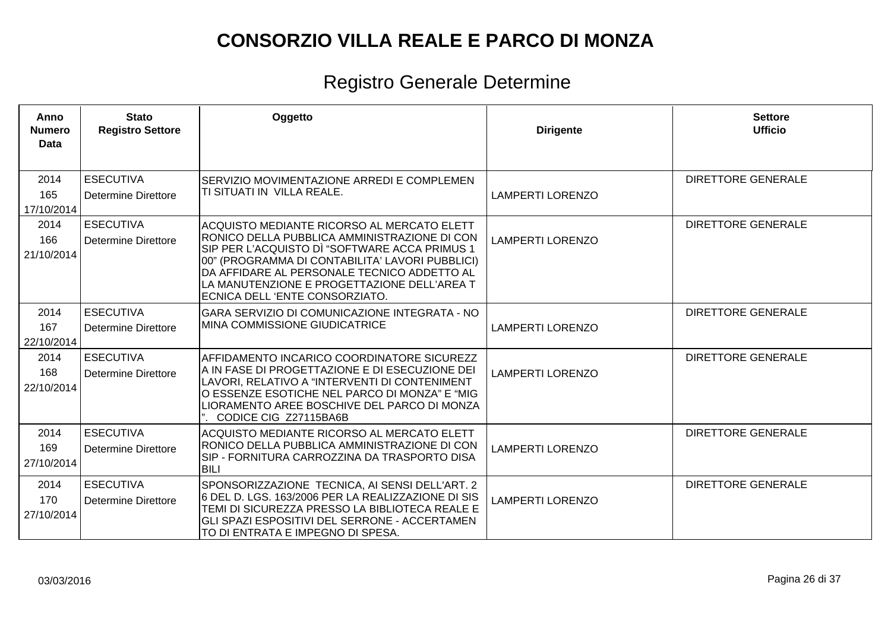# CONSORZIO VILLA REALE E PARCO DI MONZA

## Registro Generale Determine

| Anno<br>Numero<br>Data | Stato<br>Registro Settore | Oggetto | Dirigente | Settore<br>Ufficio |
|---|---|---|---|---|
| 2014<br>165<br>17/10/2014 | ESECUTIVA<br>Determine Direttore | SERVIZIO MOVIMENTAZIONE ARREDI E COMPLEMENTI SITUATI IN VILLA REALE. | LAMPERTI LORENZO | DIRETTORE GENERALE |
| 2014<br>166<br>21/10/2014 | ESECUTIVA<br>Determine Direttore | ACQUISTO MEDIANTE RICORSO AL MERCATO ELETTRONICO DELLA PUBBLICA AMMINISTRAZIONE DI CONSIP PER L'ACQUISTO DÌ "SOFTWARE ACCA PRIMUS 100" (PROGRAMMA DI CONTABILITA' LAVORI PUBBLICI) DA AFFIDARE AL PERSONALE TECNICO ADDETTO ALLA MANUTENZIONE E PROGETTAZIONE DELL'AREA TECNICA DELL 'ENTE CONSORZIATO. | LAMPERTI LORENZO | DIRETTORE GENERALE |
| 2014<br>167<br>22/10/2014 | ESECUTIVA<br>Determine Direttore | GARA SERVIZIO DI COMUNICAZIONE INTEGRATA - NOMINA COMMISSIONE GIUDICATRICE | LAMPERTI LORENZO | DIRETTORE GENERALE |
| 2014<br>168<br>22/10/2014 | ESECUTIVA<br>Determine Direttore | AFFIDAMENTO INCARICO COORDINATORE SICUREZZA IN FASE DI PROGETTAZIONE E DI ESECUZIONE DEI LAVORI, RELATIVO A "INTERVENTI DI CONTENIMENTO ESSENZE ESOTICHE NEL PARCO DI MONZA" E "MIGLIORAMENTO AREE BOSCHIVE DEL PARCO DI MONZA". CODICE CIG Z27115BA6B | LAMPERTI LORENZO | DIRETTORE GENERALE |
| 2014<br>169<br>27/10/2014 | ESECUTIVA<br>Determine Direttore | ACQUISTO MEDIANTE RICORSO AL MERCATO ELETTRONICO DELLA PUBBLICA AMMINISTRAZIONE DI CONSIP - FORNITURA CARROZZINA DA TRASPORTO DISABILI | LAMPERTI LORENZO | DIRETTORE GENERALE |
| 2014<br>170<br>27/10/2014 | ESECUTIVA<br>Determine Direttore | SPONSORIZZAZIONE TECNICA, AI SENSI DELL'ART. 26 DEL D. LGS. 163/2006 PER LA REALIZZAZIONE DI SISTEMI DI SICUREZZA PRESSO LA BIBLIOTECA REALE E GLI SPAZI ESPOSITIVI DEL SERRONE - ACCERTAMENTO DI ENTRATA E IMPEGNO DI SPESA. | LAMPERTI LORENZO | DIRETTORE GENERALE |

03/03/2016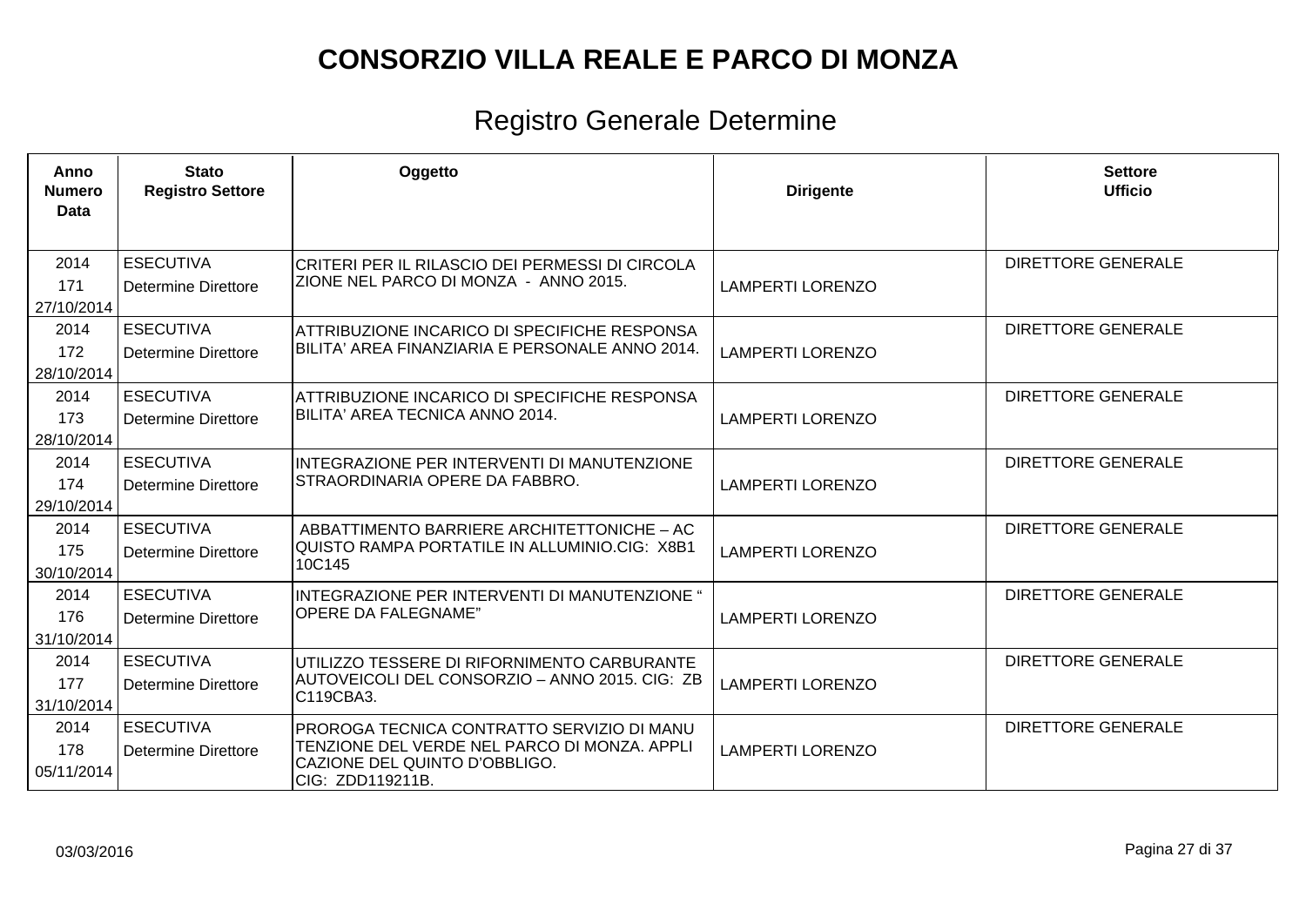# CONSORZIO VILLA REALE E PARCO DI MONZA

## Registro Generale Determine

| Anno Numero Data | Stato Registro Settore | Oggetto | Dirigente | Settore Ufficio |
|---|---|---|---|---|
| 2014 171 27/10/2014 | ESECUTIVA Determine Direttore | CRITERI PER IL RILASCIO DEI PERMESSI DI CIRCOLA ZIONE NEL PARCO DI MONZA - ANNO 2015. | LAMPERTI LORENZO | DIRETTORE GENERALE |
| 2014 172 28/10/2014 | ESECUTIVA Determine Direttore | ATTRIBUZIONE INCARICO DI SPECIFICHE RESPONSA BILITA' AREA FINANZIARIA E PERSONALE ANNO 2014. | LAMPERTI LORENZO | DIRETTORE GENERALE |
| 2014 173 28/10/2014 | ESECUTIVA Determine Direttore | ATTRIBUZIONE INCARICO DI SPECIFICHE RESPONSA BILITA' AREA TECNICA ANNO 2014. | LAMPERTI LORENZO | DIRETTORE GENERALE |
| 2014 174 29/10/2014 | ESECUTIVA Determine Direttore | INTEGRAZIONE PER INTERVENTI DI MANUTENZIONE STRAORDINARIA OPERE DA FABBRO. | LAMPERTI LORENZO | DIRETTORE GENERALE |
| 2014 175 30/10/2014 | ESECUTIVA Determine Direttore | ABBATTIMENTO BARRIERE ARCHITETTONICHE – AC QUISTO RAMPA PORTATILE IN ALLUMINIO.CIG: X8B1 10C145 | LAMPERTI LORENZO | DIRETTORE GENERALE |
| 2014 176 31/10/2014 | ESECUTIVA Determine Direttore | INTEGRAZIONE PER INTERVENTI DI MANUTENZIONE " OPERE DA FALEGNAME" | LAMPERTI LORENZO | DIRETTORE GENERALE |
| 2014 177 31/10/2014 | ESECUTIVA Determine Direttore | UTILIZZO TESSERE DI RIFORNIMENTO CARBURANTE AUTOVEICOLI DEL CONSORZIO – ANNO 2015. CIG: ZB C119CBA3. | LAMPERTI LORENZO | DIRETTORE GENERALE |
| 2014 178 05/11/2014 | ESECUTIVA Determine Direttore | PROROGA TECNICA CONTRATTO SERVIZIO DI MANU TENZIONE DEL VERDE NEL PARCO DI MONZA. APPLI CAZIONE DEL QUINTO D'OBBLIGO. CIG: ZDD119211B. | LAMPERTI LORENZO | DIRETTORE GENERALE |

03/03/2016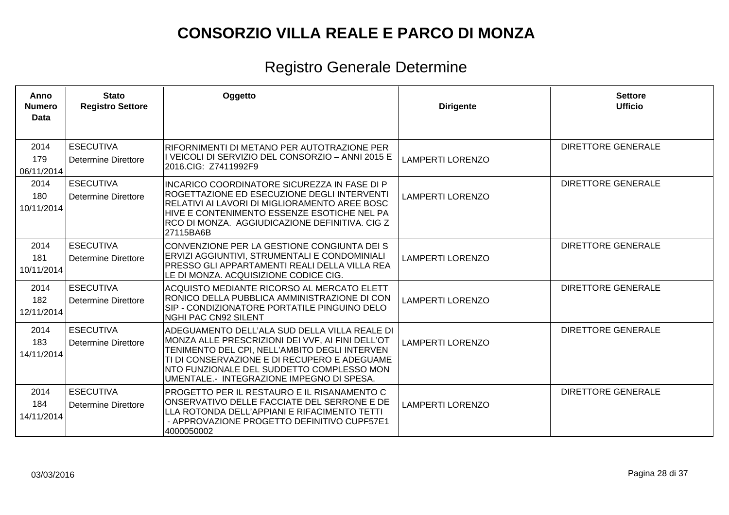# CONSORZIO VILLA REALE E PARCO DI MONZA

## Registro Generale Determine

| Anno Numero Data | Stato Registro Settore | Oggetto | Dirigente | Settore Ufficio |
|---|---|---|---|---|
| 2014 179 06/11/2014 | ESECUTIVA Determine Direttore | RIFORNIMENTI DI METANO PER AUTOTRAZIONE PER I VEICOLI DI SERVIZIO DEL CONSORZIO – ANNI 2015 E 2016.CIG: Z7411992F9 | LAMPERTI LORENZO | DIRETTORE GENERALE |
| 2014 180 10/11/2014 | ESECUTIVA Determine Direttore | INCARICO COORDINATORE SICUREZZA IN FASE DI PROGETTAZIONE ED ESECUZIONE DEGLI INTERVENTI RELATIVI AI LAVORI DI MIGLIORAMENTO AREE BOSCHIVE E CONTENIMENTO ESSENZE ESOTICHE NEL PARCO DI MONZA. AGGIUDICAZIONE DEFINITIVA. CIG Z27115BA6B | LAMPERTI LORENZO | DIRETTORE GENERALE |
| 2014 181 10/11/2014 | ESECUTIVA Determine Direttore | CONVENZIONE PER LA GESTIONE CONGIUNTA DEI SERVIZI AGGIUNTIVI, STRUMENTALI E CONDOMINIALI PRESSO GLI APPARTAMENTI REALI DELLA VILLA REALE DI MONZA. ACQUISIZIONE CODICE CIG. | LAMPERTI LORENZO | DIRETTORE GENERALE |
| 2014 182 12/11/2014 | ESECUTIVA Determine Direttore | ACQUISTO MEDIANTE RICORSO AL MERCATO ELETTRONICO DELLA PUBBLICA AMMINISTRAZIONE DI CONSIP - CONDIZIONATORE PORTATILE PINGUINO DELONGHI PAC CN92 SILENT | LAMPERTI LORENZO | DIRETTORE GENERALE |
| 2014 183 14/11/2014 | ESECUTIVA Determine Direttore | ADEGUAMENTO DELL'ALA SUD DELLA VILLA REALE DI MONZA ALLE PRESCRIZIONI DEI VVF, AI FINI DELL'OTTENIMENTO DEL CPI, NELL'AMBITO DEGLI INTERVENTI DI CONSERVAZIONE E DI RECUPERO E ADEGUAMENTO FUNZIONALE DEL SUDDETTO COMPLESSO MONUMENTALE.- INTEGRAZIONE IMPEGNO DI SPESA. | LAMPERTI LORENZO | DIRETTORE GENERALE |
| 2014 184 14/11/2014 | ESECUTIVA Determine Direttore | PROGETTO PER IL RESTAURO E IL RISANAMENTO CONSERVATIVO DELLE FACCIATE DEL SERRONE E DELLA ROTONDA DELL'APPIANI E RIFACIMENTO TETTI - APPROVAZIONE PROGETTO DEFINITIVO CUPF57E14000050002 | LAMPERTI LORENZO | DIRETTORE GENERALE |

03/03/2016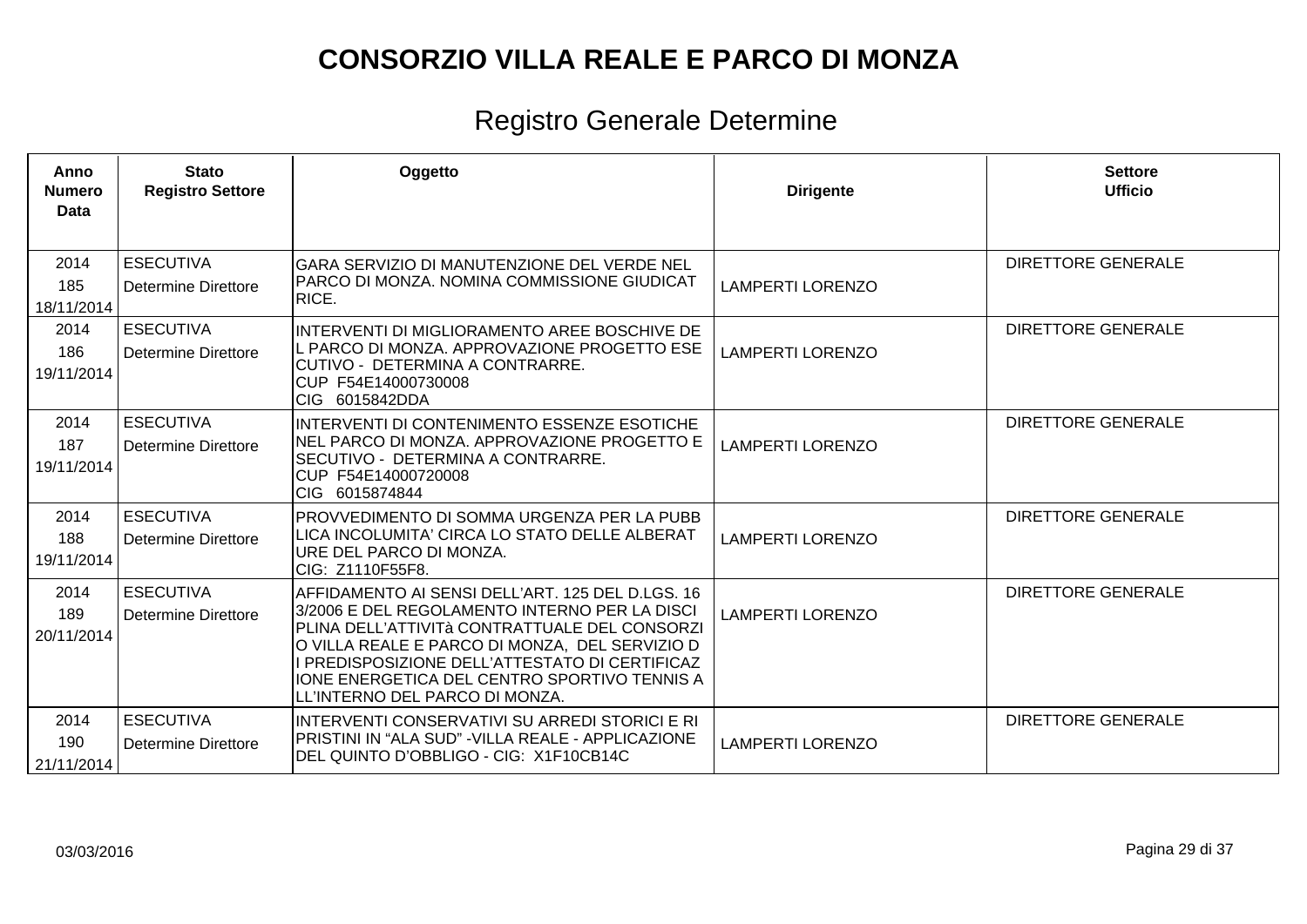# CONSORZIO VILLA REALE E PARCO DI MONZA

## Registro Generale Determine

| Anno Numero Data | Stato Registro Settore | Oggetto | Dirigente | Settore Ufficio |
|---|---|---|---|---|
| 2014 185 18/11/2014 | ESECUTIVA Determine Direttore | GARA SERVIZIO DI MANUTENZIONE DEL VERDE NEL PARCO DI MONZA. NOMINA COMMISSIONE GIUDICATRICE. | LAMPERTI LORENZO | DIRETTORE GENERALE |
| 2014 186 19/11/2014 | ESECUTIVA Determine Direttore | INTERVENTI DI MIGLIORAMENTO AREE BOSCHIVE DEL PARCO DI MONZA. APPROVAZIONE PROGETTO ESECUTIVO - DETERMINA A CONTRARRE. CUP F54E14000730008 CIG 6015842DDA | LAMPERTI LORENZO | DIRETTORE GENERALE |
| 2014 187 19/11/2014 | ESECUTIVA Determine Direttore | INTERVENTI DI CONTENIMENTO ESSENZE ESOTICHE NEL PARCO DI MONZA. APPROVAZIONE PROGETTO ESECUTIVO - DETERMINA A CONTRARRE. CUP F54E14000720008 CIG 6015874844 | LAMPERTI LORENZO | DIRETTORE GENERALE |
| 2014 188 19/11/2014 | ESECUTIVA Determine Direttore | PROVVEDIMENTO DI SOMMA URGENZA PER LA PUBBLICA INCOLUMITA' CIRCA LO STATO DELLE ALBERATURE DEL PARCO DI MONZA. CIG: Z1110F55F8. | LAMPERTI LORENZO | DIRETTORE GENERALE |
| 2014 189 20/11/2014 | ESECUTIVA Determine Direttore | AFFIDAMENTO AI SENSI DELL'ART. 125 DEL D.LGS. 163/2006 E DEL REGOLAMENTO INTERNO PER LA DISCIPLINA DELL'ATTIVITà CONTRATTUALE DEL CONSORZIO VILLA REALE E PARCO DI MONZA, DEL SERVIZIO DI PREDISPOSIZIONE DELL'ATTESTATO DI CERTIFICAZIONE ENERGETICA DEL CENTRO SPORTIVO TENNIS ALL'INTERNO DEL PARCO DI MONZA. | LAMPERTI LORENZO | DIRETTORE GENERALE |
| 2014 190 21/11/2014 | ESECUTIVA Determine Direttore | INTERVENTI CONSERVATIVI SU ARREDI STORICI E RIPRISTINI IN "ALA SUD" -VILLA REALE - APPLICAZIONE DEL QUINTO D'OBBLIGO - CIG: X1F10CB14C | LAMPERTI LORENZO | DIRETTORE GENERALE |

03/03/2016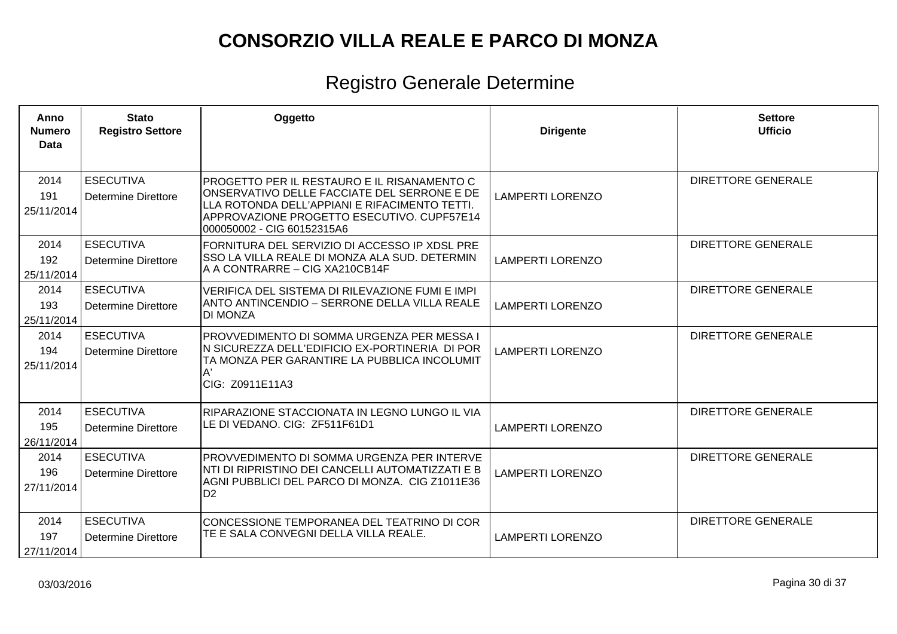# CONSORZIO VILLA REALE E PARCO DI MONZA

## Registro Generale Determine

| Anno Numero Data | Stato Registro Settore | Oggetto | Dirigente | Settore Ufficio |
|---|---|---|---|---|
| 2014 191 25/11/2014 | ESECUTIVA Determine Direttore | PROGETTO PER IL RESTAURO E IL RISANAMENTO CONSERVATIVO DELLE FACCIATE DEL SERRONE E DELLA ROTONDA DELL'APPIANI E RIFACIMENTO TETTI. APPROVAZIONE PROGETTO ESECUTIVO. CUPF57E14000050002 - CIG 60152315A6 | LAMPERTI LORENZO | DIRETTORE GENERALE |
| 2014 192 25/11/2014 | ESECUTIVA Determine Direttore | FORNITURA DEL SERVIZIO DI ACCESSO IP XDSL PRESSO LA VILLA REALE DI MONZA ALA SUD. DETERMINA A CONTRARRE – CIG XA210CB14F | LAMPERTI LORENZO | DIRETTORE GENERALE |
| 2014 193 25/11/2014 | ESECUTIVA Determine Direttore | VERIFICA DEL SISTEMA DI RILEVAZIONE FUMI E IMPIANTO ANTINCENDIO – SERRONE DELLA VILLA REALE DI MONZA | LAMPERTI LORENZO | DIRETTORE GENERALE |
| 2014 194 25/11/2014 | ESECUTIVA Determine Direttore | PROVVEDIMENTO DI SOMMA URGENZA PER MESSA IN SICUREZZA DELL'EDIFICIO EX-PORTINERIA DI PORTA MONZA PER GARANTIRE LA PUBBLICA INCOLUMITA' CIG: Z0911E11A3 | LAMPERTI LORENZO | DIRETTORE GENERALE |
| 2014 195 26/11/2014 | ESECUTIVA Determine Direttore | RIPARAZIONE STACCIONATA IN LEGNO LUNGO IL VIALE DI VEDANO. CIG: ZF511F61D1 | LAMPERTI LORENZO | DIRETTORE GENERALE |
| 2014 196 27/11/2014 | ESECUTIVA Determine Direttore | PROVVEDIMENTO DI SOMMA URGENZA PER INTERVENTI DI RIPRISTINO DEI CANCELLI AUTOMATIZZATI E BAGNI PUBBLICI DEL PARCO DI MONZA. CIG Z1011E36D2 | LAMPERTI LORENZO | DIRETTORE GENERALE |
| 2014 197 27/11/2014 | ESECUTIVA Determine Direttore | CONCESSIONE TEMPORANEA DEL TEATRINO DI CORTE E SALA CONVEGNI DELLA VILLA REALE. | LAMPERTI LORENZO | DIRETTORE GENERALE |

03/03/2016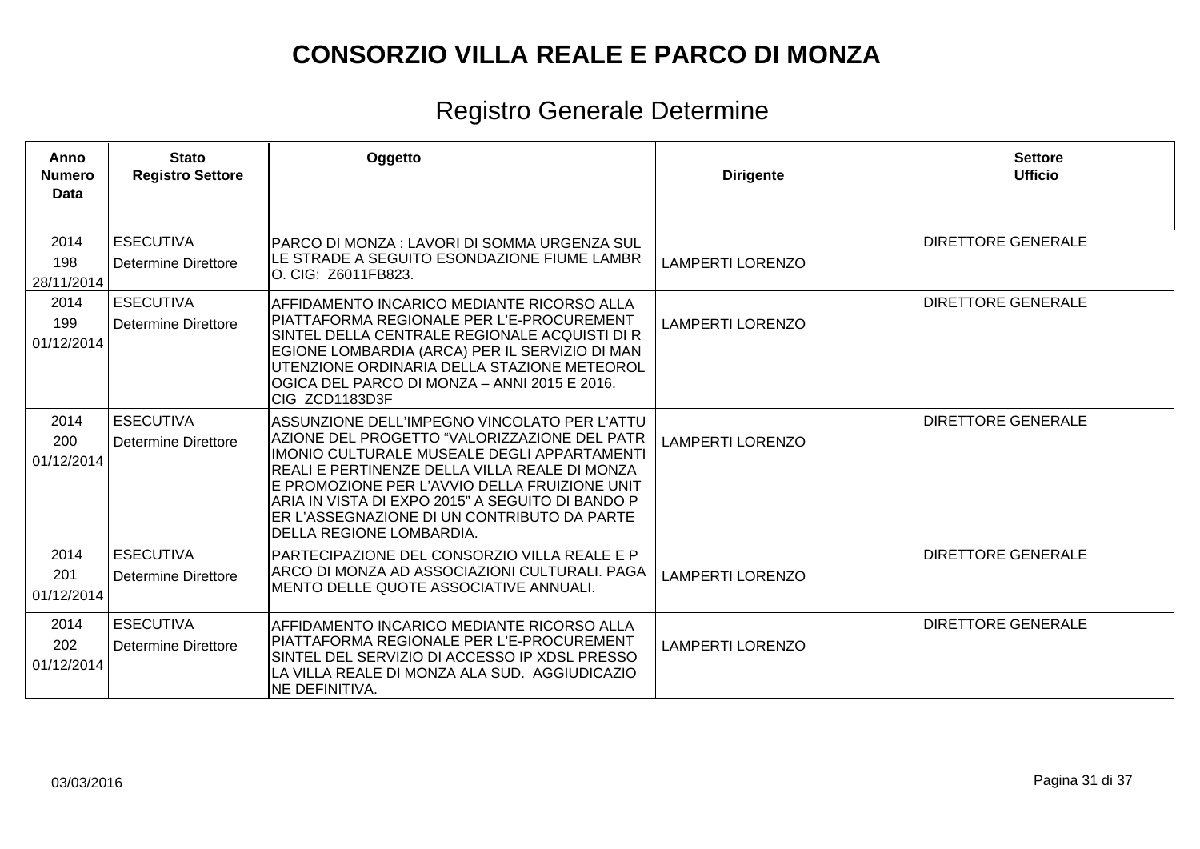# CONSORZIO VILLA REALE E PARCO DI MONZA

## Registro Generale Determine

| Anno Numero Data | Stato Registro Settore | Oggetto | Dirigente | Settore Ufficio |
|---|---|---|---|---|
| 2014 198 28/11/2014 | ESECUTIVA Determine Direttore | PARCO DI MONZA : LAVORI DI SOMMA URGENZA SULLE STRADE A SEGUITO ESONDAZIONE FIUME LAMBRO. CIG: Z6011FB823. | LAMPERTI LORENZO | DIRETTORE GENERALE |
| 2014 199 01/12/2014 | ESECUTIVA Determine Direttore | AFFIDAMENTO INCARICO MEDIANTE RICORSO ALLA PIATTAFORMA REGIONALE PER L'E-PROCUREMENT SINTEL DELLA CENTRALE REGIONALE ACQUISTI DI REGIONE LOMBARDIA (ARCA) PER IL SERVIZIO DI MANUTENZIONE ORDINARIA DELLA STAZIONE METEOROLOGICA DEL PARCO DI MONZA – ANNI 2015 E 2016. CIG ZCD1183D3F | LAMPERTI LORENZO | DIRETTORE GENERALE |
| 2014 200 01/12/2014 | ESECUTIVA Determine Direttore | ASSUNZIONE DELL'IMPEGNO VINCOLATO PER L'ATTUAZIONE DEL PROGETTO "VALORIZZAZIONE DEL PATRIMONIO CULTURALE MUSEALE DEGLI APPARTAMENTI REALI E PERTINENZE DELLA VILLA REALE DI MONZA E PROMOZIONE PER L'AVVIO DELLA FRUIZIONE UNITARIA IN VISTA DI EXPO 2015" A SEGUITO DI BANDO PER L'ASSEGNAZIONE DI UN CONTRIBUTO DA PARTE DELLA REGIONE LOMBARDIA. | LAMPERTI LORENZO | DIRETTORE GENERALE |
| 2014 201 01/12/2014 | ESECUTIVA Determine Direttore | PARTECIPAZIONE DEL CONSORZIO VILLA REALE E PARCO DI MONZA AD ASSOCIAZIONI CULTURALI. PAGAMENTO DELLE QUOTE ASSOCIATIVE ANNUALI. | LAMPERTI LORENZO | DIRETTORE GENERALE |
| 2014 202 01/12/2014 | ESECUTIVA Determine Direttore | AFFIDAMENTO INCARICO MEDIANTE RICORSO ALLA PIATTAFORMA REGIONALE PER L'E-PROCUREMENT SINTEL DEL SERVIZIO DI ACCESSO IP XDSL PRESSO LA VILLA REALE DI MONZA ALA SUD. AGGIUDICAZIONE DEFINITIVA. | LAMPERTI LORENZO | DIRETTORE GENERALE |

03/03/2016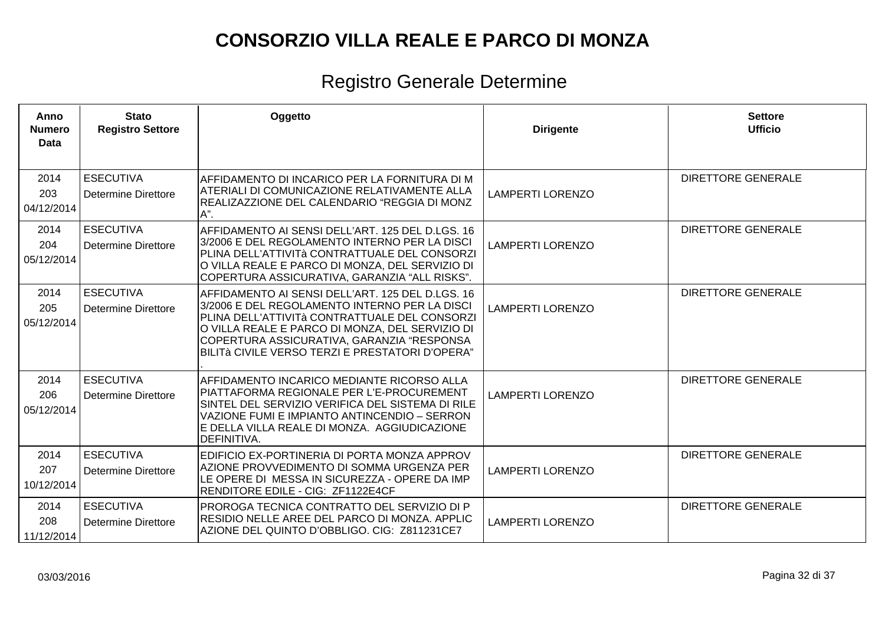# CONSORZIO VILLA REALE E PARCO DI MONZA

## Registro Generale Determine

| Anno Numero Data | Stato Registro Settore | Oggetto | Dirigente | Settore Ufficio |
|---|---|---|---|---|
| 2014 203 04/12/2014 | ESECUTIVA Determine Direttore | AFFIDAMENTO DI INCARICO PER LA FORNITURA DI MATERIALI DI COMUNICAZIONE RELATIVAMENTE ALLA REALIZAZZIONE DEL CALENDARIO “REGGIA DI MONZA”. | LAMPERTI LORENZO | DIRETTORE GENERALE |
| 2014 204 05/12/2014 | ESECUTIVA Determine Direttore | AFFIDAMENTO AI SENSI DELL’ART. 125 DEL D.LGS. 163/2006 E DEL REGOLAMENTO INTERNO PER LA DISCIPLINA DELL’ATTIVITà CONTRATTUALE DEL CONSORZIO VILLA REALE E PARCO DI MONZA, DEL SERVIZIO DI COPERTURA ASSICURATIVA, GARANZIA “ALL RISKS”. | LAMPERTI LORENZO | DIRETTORE GENERALE |
| 2014 205 05/12/2014 | ESECUTIVA Determine Direttore | AFFIDAMENTO AI SENSI DELL’ART. 125 DEL D.LGS. 163/2006 E DEL REGOLAMENTO INTERNO PER LA DISCIPLINA DELL’ATTIVITà CONTRATTUALE DEL CONSORZIO VILLA REALE E PARCO DI MONZA, DEL SERVIZIO DI COPERTURA ASSICURATIVA, GARANZIA “RESPONSABILITà CIVILE VERSO TERZI E PRESTATORI D’OPERA”. | LAMPERTI LORENZO | DIRETTORE GENERALE |
| 2014 206 05/12/2014 | ESECUTIVA Determine Direttore | AFFIDAMENTO INCARICO MEDIANTE RICORSO ALLA PIATTAFORMA REGIONALE PER L’E-PROCUREMENT SINTEL DEL SERVIZIO VERIFICA DEL SISTEMA DI RILEVAZIONE FUMI E IMPIANTO ANTINCENDIO – SERRONE DELLA VILLA REALE DI MONZA. AGGIUDICAZIONE DEFINITIVA. | LAMPERTI LORENZO | DIRETTORE GENERALE |
| 2014 207 10/12/2014 | ESECUTIVA Determine Direttore | EDIFICIO EX-PORTINERIA DI PORTA MONZA APPROVAZIONE PROVVEDIMENTO DI SOMMA URGENZA PER LE OPERE DI MESSA IN SICUREZZA - OPERE DA IMPRENDITORE EDILE - CIG: ZF1122E4CF | LAMPERTI LORENZO | DIRETTORE GENERALE |
| 2014 208 11/12/2014 | ESECUTIVA Determine Direttore | PROROGA TECNICA CONTRATTO DEL SERVIZIO DI PRESIDIO NELLE AREE DEL PARCO DI MONZA. APPLICAZIONE DEL QUINTO D’OBBLIGO. CIG: Z811231CE7 | LAMPERTI LORENZO | DIRETTORE GENERALE |

03/03/2016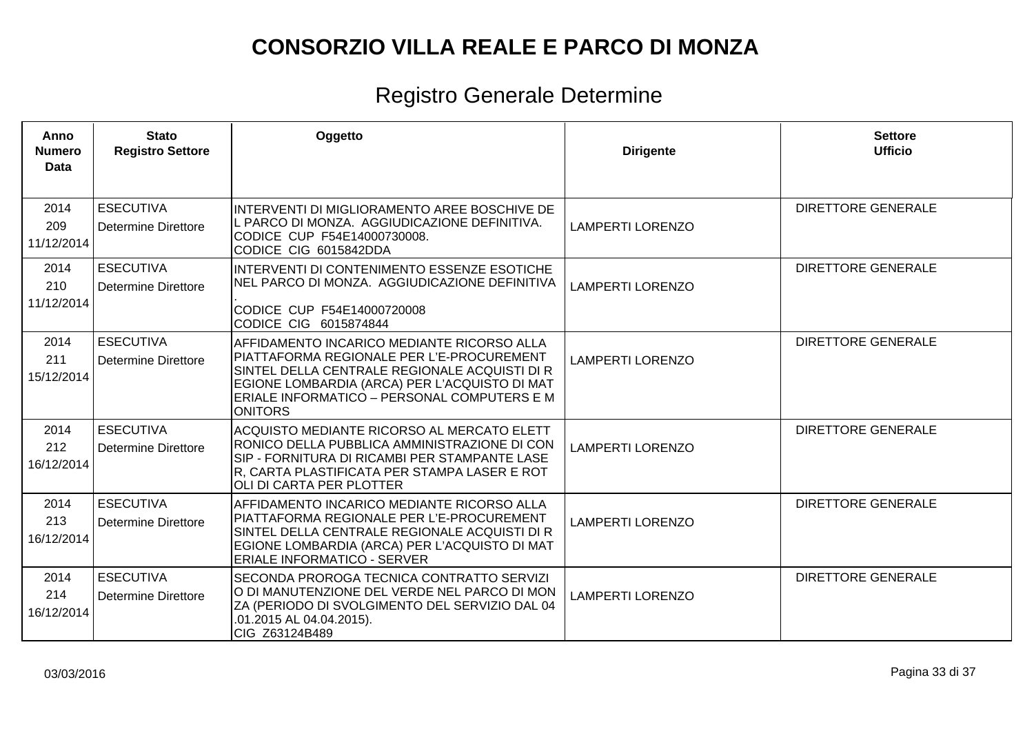# CONSORZIO VILLA REALE E PARCO DI MONZA

## Registro Generale Determine

| Anno<br>Numero<br>Data | Stato<br>Registro Settore | Oggetto | Dirigente | Settore<br>Ufficio |
|---|---|---|---|---|
| 2014<br>209<br>11/12/2014 | ESECUTIVA<br>Determine Direttore | INTERVENTI DI MIGLIORAMENTO AREE BOSCHIVE DE L PARCO DI MONZA. AGGIUDICAZIONE DEFINITIVA. CODICE CUP F54E14000730008. CODICE CIG 6015842DDA | LAMPERTI LORENZO | DIRETTORE GENERALE |
| 2014<br>210<br>11/12/2014 | ESECUTIVA<br>Determine Direttore | INTERVENTI DI CONTENIMENTO ESSENZE ESOTICHE NEL PARCO DI MONZA. AGGIUDICAZIONE DEFINITIVA . CODICE CUP F54E14000720008 CODICE CIG 6015874844 | LAMPERTI LORENZO | DIRETTORE GENERALE |
| 2014<br>211<br>15/12/2014 | ESECUTIVA<br>Determine Direttore | AFFIDAMENTO INCARICO MEDIANTE RICORSO ALLA PIATTAFORMA REGIONALE PER L'E-PROCUREMENT SINTEL DELLA CENTRALE REGIONALE ACQUISTI DI R EGIONE LOMBARDIA (ARCA) PER L'ACQUISTO DI MAT ERIALE INFORMATICO – PERSONAL COMPUTERS E M ONITORS | LAMPERTI LORENZO | DIRETTORE GENERALE |
| 2014<br>212<br>16/12/2014 | ESECUTIVA<br>Determine Direttore | ACQUISTO MEDIANTE RICORSO AL MERCATO ELETT RONICO DELLA PUBBLICA AMMINISTRAZIONE DI CON SIP - FORNITURA DI RICAMBI PER STAMPANTE LASE R, CARTA PLASTIFICATA PER STAMPA LASER E ROT OLI DI CARTA PER PLOTTER | LAMPERTI LORENZO | DIRETTORE GENERALE |
| 2014<br>213<br>16/12/2014 | ESECUTIVA<br>Determine Direttore | AFFIDAMENTO INCARICO MEDIANTE RICORSO ALLA PIATTAFORMA REGIONALE PER L'E-PROCUREMENT SINTEL DELLA CENTRALE REGIONALE ACQUISTI DI R EGIONE LOMBARDIA (ARCA) PER L'ACQUISTO DI MAT ERIALE INFORMATICO - SERVER | LAMPERTI LORENZO | DIRETTORE GENERALE |
| 2014<br>214<br>16/12/2014 | ESECUTIVA<br>Determine Direttore | SECONDA PROROGA TECNICA CONTRATTO SERVIZI O DI MANUTENZIONE DEL VERDE NEL PARCO DI MON ZA (PERIODO DI SVOLGIMENTO DEL SERVIZIO DAL 04 .01.2015 AL 04.04.2015). CIG Z63124B489 | LAMPERTI LORENZO | DIRETTORE GENERALE |

03/03/2016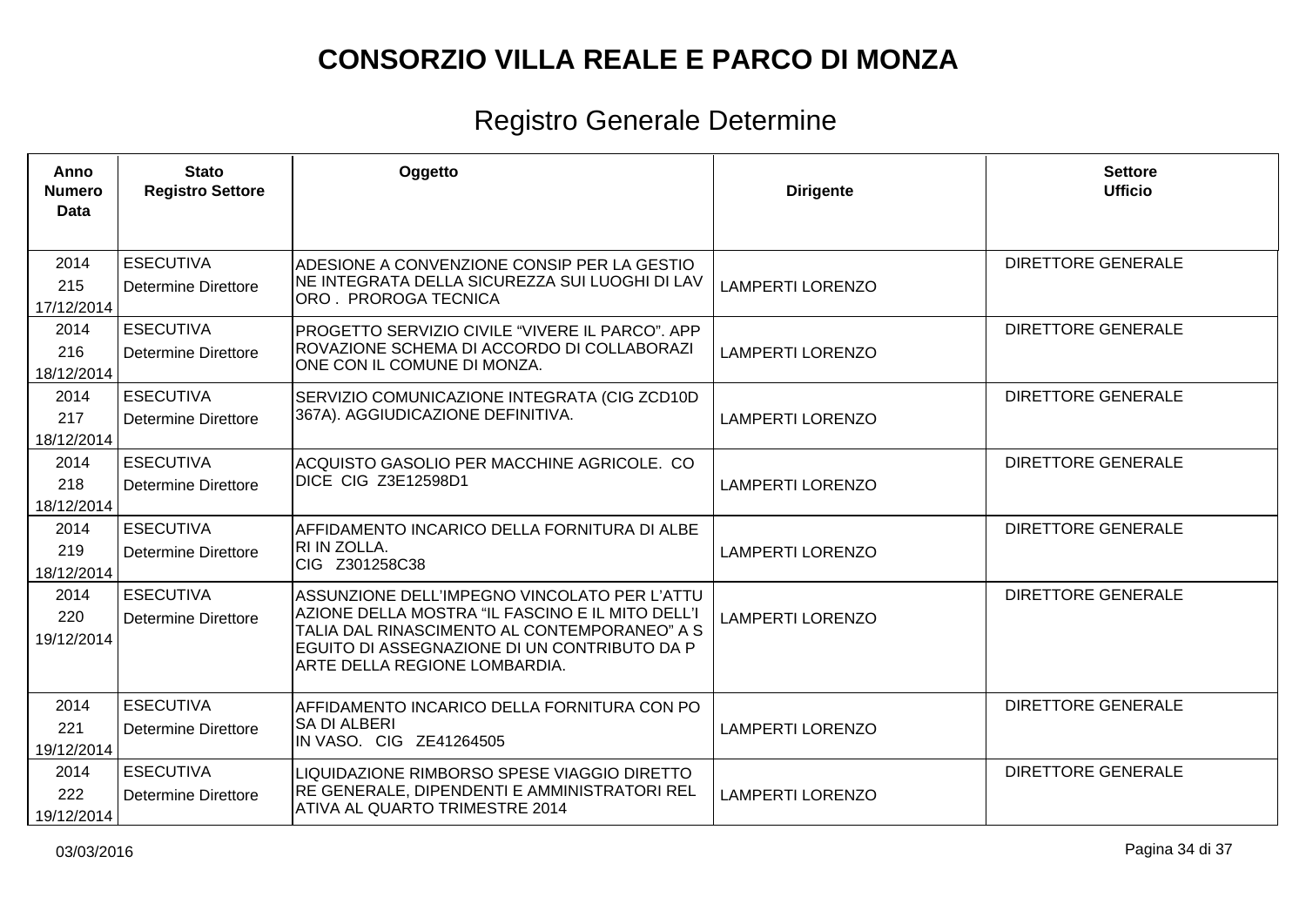# CONSORZIO VILLA REALE E PARCO DI MONZA

## Registro Generale Determine

| Anno<br>Numero<br>Data | Stato<br>Registro Settore | Oggetto | Dirigente | Settore<br>Ufficio |
|---|---|---|---|---|
| 2014<br>215<br>17/12/2014 | ESECUTIVA<br>Determine Direttore | ADESIONE A CONVENZIONE CONSIP PER LA GESTIONE INTEGRATA DELLA SICUREZZA SUI LUOGHI DI LAVORO . PROROGA TECNICA | LAMPERTI LORENZO | DIRETTORE GENERALE |
| 2014<br>216<br>18/12/2014 | ESECUTIVA<br>Determine Direttore | PROGETTO SERVIZIO CIVILE "VIVERE IL PARCO". APPROVAZIONE SCHEMA DI ACCORDO DI COLLABORAZIONE CON IL COMUNE DI MONZA. | LAMPERTI LORENZO | DIRETTORE GENERALE |
| 2014<br>217<br>18/12/2014 | ESECUTIVA<br>Determine Direttore | SERVIZIO COMUNICAZIONE INTEGRATA (CIG ZCD10D367A). AGGIUDICAZIONE DEFINITIVA. | LAMPERTI LORENZO | DIRETTORE GENERALE |
| 2014<br>218<br>18/12/2014 | ESECUTIVA<br>Determine Direttore | ACQUISTO GASOLIO PER MACCHINE AGRICOLE. CODICE CIG Z3E12598D1 | LAMPERTI LORENZO | DIRETTORE GENERALE |
| 2014<br>219<br>18/12/2014 | ESECUTIVA<br>Determine Direttore | AFFIDAMENTO INCARICO DELLA FORNITURA DI ALBERI IN ZOLLA.<br>CIG Z301258C38 | LAMPERTI LORENZO | DIRETTORE GENERALE |
| 2014<br>220<br>19/12/2014 | ESECUTIVA<br>Determine Direttore | ASSUNZIONE DELL'IMPEGNO VINCOLATO PER L'ATTUAZIONE DELLA MOSTRA "IL FASCINO E IL MITO DELL'ITALIA DAL RINASCIMENTO AL CONTEMPORANEO" A SEGUITO DI ASSEGNAZIONE DI UN CONTRIBUTO DA PARTE DELLA REGIONE LOMBARDIA. | LAMPERTI LORENZO | DIRETTORE GENERALE |
| 2014<br>221<br>19/12/2014 | ESECUTIVA<br>Determine Direttore | AFFIDAMENTO INCARICO DELLA FORNITURA CON POSA DI ALBERI<br>IN VASO. CIG ZE41264505 | LAMPERTI LORENZO | DIRETTORE GENERALE |
| 2014<br>222<br>19/12/2014 | ESECUTIVA<br>Determine Direttore | LIQUIDAZIONE RIMBORSO SPESE VIAGGIO DIRETTORE GENERALE, DIPENDENTI E AMMINISTRATORI RELATIVA AL QUARTO TRIMESTRE 2014 | LAMPERTI LORENZO | DIRETTORE GENERALE |

03/03/2016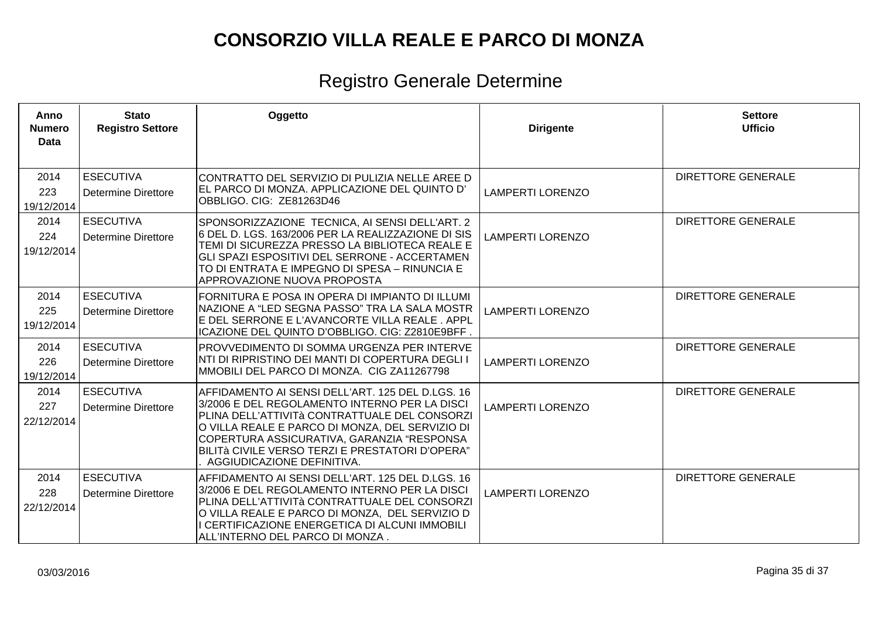# CONSORZIO VILLA REALE E PARCO DI MONZA

## Registro Generale Determine

| Anno Numero Data | Stato Registro Settore | Oggetto | Dirigente | Settore Ufficio |
|---|---|---|---|---|
| 2014 223 19/12/2014 | ESECUTIVA Determine Direttore | CONTRATTO DEL SERVIZIO DI PULIZIA NELLE AREE DEL PARCO DI MONZA. APPLICAZIONE DEL QUINTO D'OBBLIGO. CIG: ZE81263D46 | LAMPERTI LORENZO | DIRETTORE GENERALE |
| 2014 224 19/12/2014 | ESECUTIVA Determine Direttore | SPONSORIZZAZIONE TECNICA, AI SENSI DELL'ART. 26 DEL D. LGS. 163/2006 PER LA REALIZZAZIONE DI SISTEMI DI SICUREZZA PRESSO LA BIBLIOTECA REALE E GLI SPAZI ESPOSITIVI DEL SERRONE - ACCERTAMENTO DI ENTRATA E IMPEGNO DI SPESA – RINUNCIA E APPROVAZIONE NUOVA PROPOSTA | LAMPERTI LORENZO | DIRETTORE GENERALE |
| 2014 225 19/12/2014 | ESECUTIVA Determine Direttore | FORNITURA E POSA IN OPERA DI IMPIANTO DI ILLUMINAZIONE A "LED SEGNA PASSO" TRA LA SALA MOSTRE DEL SERRONE E L'AVANCORTE VILLA REALE . APPLICAZIONE DEL QUINTO D'OBBLIGO. CIG: Z2810E9BFF . | LAMPERTI LORENZO | DIRETTORE GENERALE |
| 2014 226 19/12/2014 | ESECUTIVA Determine Direttore | PROVVEDIMENTO DI SOMMA URGENZA PER INTERVENTI DI RIPRISTINO DEI MANTI DI COPERTURA DEGLI IMMOBILI DEL PARCO DI MONZA. CIG ZA11267798 | LAMPERTI LORENZO | DIRETTORE GENERALE |
| 2014 227 22/12/2014 | ESECUTIVA Determine Direttore | AFFIDAMENTO AI SENSI DELL'ART. 125 DEL D.LGS. 163/2006 E DEL REGOLAMENTO INTERNO PER LA DISCIPLINA DELL'ATTIVITà CONTRATTUALE DEL CONSORZIO VILLA REALE E PARCO DI MONZA, DEL SERVIZIO DI COPERTURA ASSICURATIVA, GARANZIA "RESPONSABILITà CIVILE VERSO TERZI E PRESTATORI D'OPERA" . AGGIUDICAZIONE DEFINITIVA. | LAMPERTI LORENZO | DIRETTORE GENERALE |
| 2014 228 22/12/2014 | ESECUTIVA Determine Direttore | AFFIDAMENTO AI SENSI DELL'ART. 125 DEL D.LGS. 163/2006 E DEL REGOLAMENTO INTERNO PER LA DISCIPLINA DELL'ATTIVITà CONTRATTUALE DEL CONSORZIO VILLA REALE E PARCO DI MONZA, DEL SERVIZIO DI CERTIFICAZIONE ENERGETICA DI ALCUNI IMMOBILI ALL'INTERNO DEL PARCO DI MONZA . | LAMPERTI LORENZO | DIRETTORE GENERALE |

03/03/2016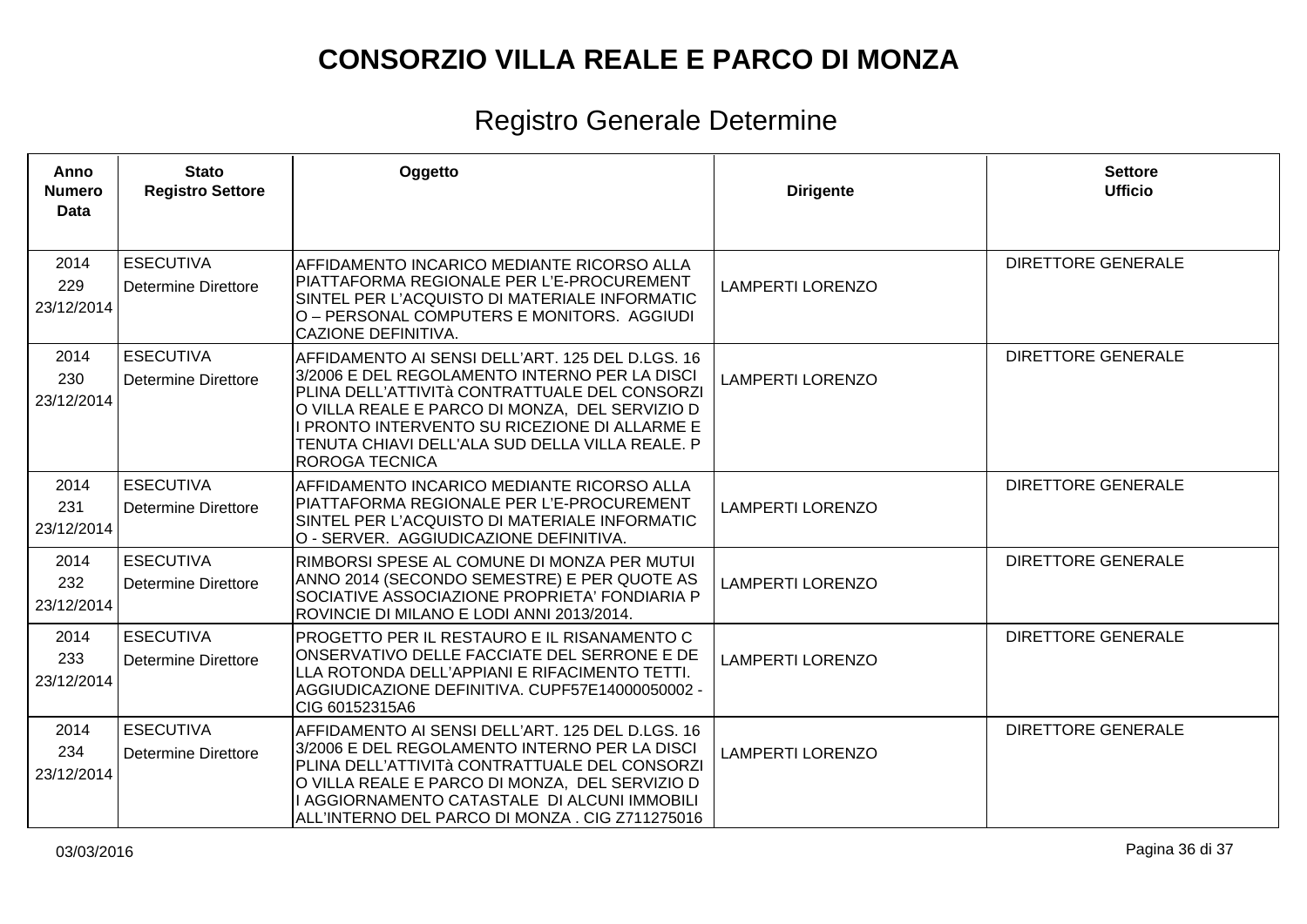# CONSORZIO VILLA REALE E PARCO DI MONZA

## Registro Generale Determine

| Anno Numero Data | Stato Registro Settore | Oggetto | Dirigente | Settore Ufficio |
|---|---|---|---|---|
| 2014 229 23/12/2014 | ESECUTIVA Determine Direttore | AFFIDAMENTO INCARICO MEDIANTE RICORSO ALLA PIATTAFORMA REGIONALE PER L'E-PROCUREMENT SINTEL PER L'ACQUISTO DI MATERIALE INFORMATICO – PERSONAL COMPUTERS E MONITORS. AGGIUDICAZIONE DEFINITIVA. | LAMPERTI LORENZO | DIRETTORE GENERALE |
| 2014 230 23/12/2014 | ESECUTIVA Determine Direttore | AFFIDAMENTO AI SENSI DELL'ART. 125 DEL D.LGS. 163/2006 E DEL REGOLAMENTO INTERNO PER LA DISCIPLINA DELL'ATTIVITà CONTRATTUALE DEL CONSORZIO VILLA REALE E PARCO DI MONZA, DEL SERVIZIO DI PRONTO INTERVENTO SU RICEZIONE DI ALLARME E TENUTA CHIAVI DELL'ALA SUD DELLA VILLA REALE. PROROGA TECNICA | LAMPERTI LORENZO | DIRETTORE GENERALE |
| 2014 231 23/12/2014 | ESECUTIVA Determine Direttore | AFFIDAMENTO INCARICO MEDIANTE RICORSO ALLA PIATTAFORMA REGIONALE PER L'E-PROCUREMENT SINTEL PER L'ACQUISTO DI MATERIALE INFORMATICO - SERVER. AGGIUDICAZIONE DEFINITIVA. | LAMPERTI LORENZO | DIRETTORE GENERALE |
| 2014 232 23/12/2014 | ESECUTIVA Determine Direttore | RIMBORSI SPESE AL COMUNE DI MONZA PER MUTUI ANNO 2014 (SECONDO SEMESTRE) E PER QUOTE ASSOCIATIVE ASSOCIAZIONE PROPRIETA' FONDIARIA PROVINCIE DI MILANO E LODI ANNI 2013/2014. | LAMPERTI LORENZO | DIRETTORE GENERALE |
| 2014 233 23/12/2014 | ESECUTIVA Determine Direttore | PROGETTO PER IL RESTAURO E IL RISANAMENTO CONSERVATIVO DELLE FACCIATE DEL SERRONE E DELLA ROTONDA DELL'APPIANI E RIFACIMENTO TETTI. AGGIUDICAZIONE DEFINITIVA. CUPF57E14000050002 - CIG 60152315A6 | LAMPERTI LORENZO | DIRETTORE GENERALE |
| 2014 234 23/12/2014 | ESECUTIVA Determine Direttore | AFFIDAMENTO AI SENSI DELL'ART. 125 DEL D.LGS. 163/2006 E DEL REGOLAMENTO INTERNO PER LA DISCIPLINA DELL'ATTIVITà CONTRATTUALE DEL CONSORZIO VILLA REALE E PARCO DI MONZA, DEL SERVIZIO DI AGGIORNAMENTO CATASTALE DI ALCUNI IMMOBILI ALL'INTERNO DEL PARCO DI MONZA . CIG Z711275016 | LAMPERTI LORENZO | DIRETTORE GENERALE |

03/03/2016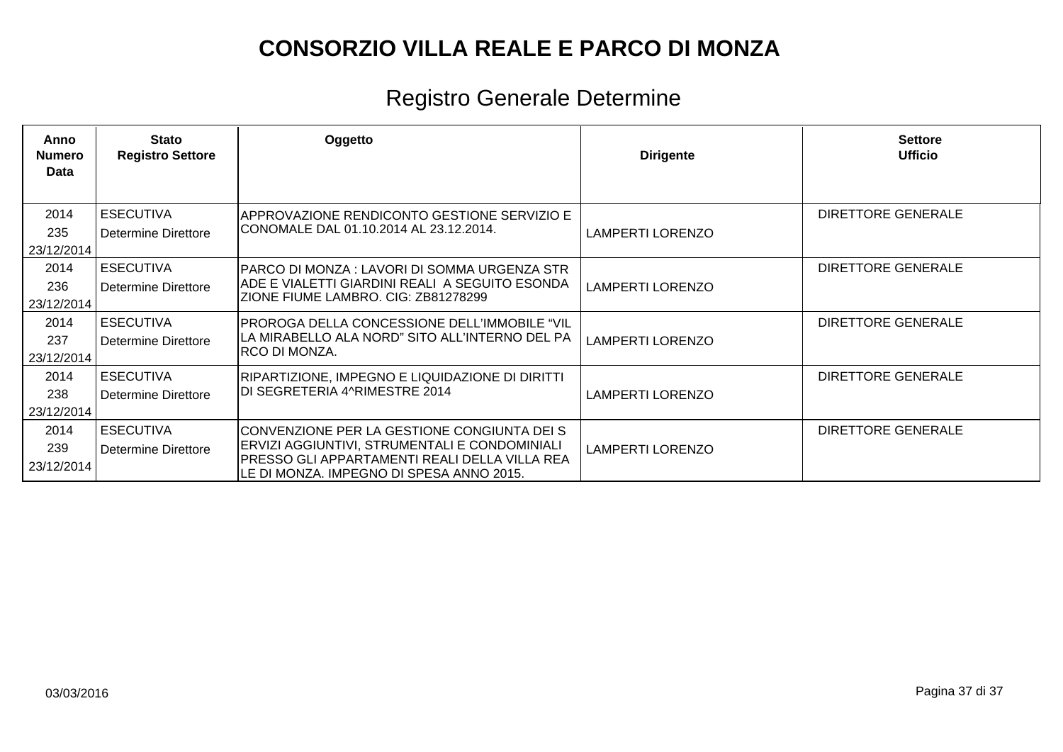# CONSORZIO VILLA REALE E PARCO DI MONZA

## Registro Generale Determine

| Anno Numero Data | Stato Registro Settore | Oggetto | Dirigente | Settore Ufficio |
|---|---|---|---|---|
| 2014 235 23/12/2014 | ESECUTIVA Determine Direttore | APPROVAZIONE RENDICONTO GESTIONE SERVIZIO E CONOMALE DAL 01.10.2014 AL 23.12.2014. | LAMPERTI LORENZO | DIRETTORE GENERALE |
| 2014 236 23/12/2014 | ESECUTIVA Determine Direttore | PARCO DI MONZA : LAVORI DI SOMMA URGENZA STR ADE E VIALETTI GIARDINI REALI A SEGUITO ESONDA ZIONE FIUME LAMBRO. CIG: ZB81278299 | LAMPERTI LORENZO | DIRETTORE GENERALE |
| 2014 237 23/12/2014 | ESECUTIVA Determine Direttore | PROROGA DELLA CONCESSIONE DELL'IMMOBILE "VIL LA MIRABELLO ALA NORD" SITO ALL'INTERNO DEL PA RCO DI MONZA. | LAMPERTI LORENZO | DIRETTORE GENERALE |
| 2014 238 23/12/2014 | ESECUTIVA Determine Direttore | RIPARTIZIONE, IMPEGNO E LIQUIDAZIONE DI DIRITTI DI SEGRETERIA 4^RIMESTRE 2014 | LAMPERTI LORENZO | DIRETTORE GENERALE |
| 2014 239 23/12/2014 | ESECUTIVA Determine Direttore | CONVENZIONE PER LA GESTIONE CONGIUNTA DEI S ERVIZI AGGIUNTIVI, STRUMENTALI E CONDOMINIALI PRESSO GLI APPARTAMENTI REALI DELLA VILLA REA LE DI MONZA. IMPEGNO DI SPESA ANNO 2015. | LAMPERTI LORENZO | DIRETTORE GENERALE |

03/03/2016